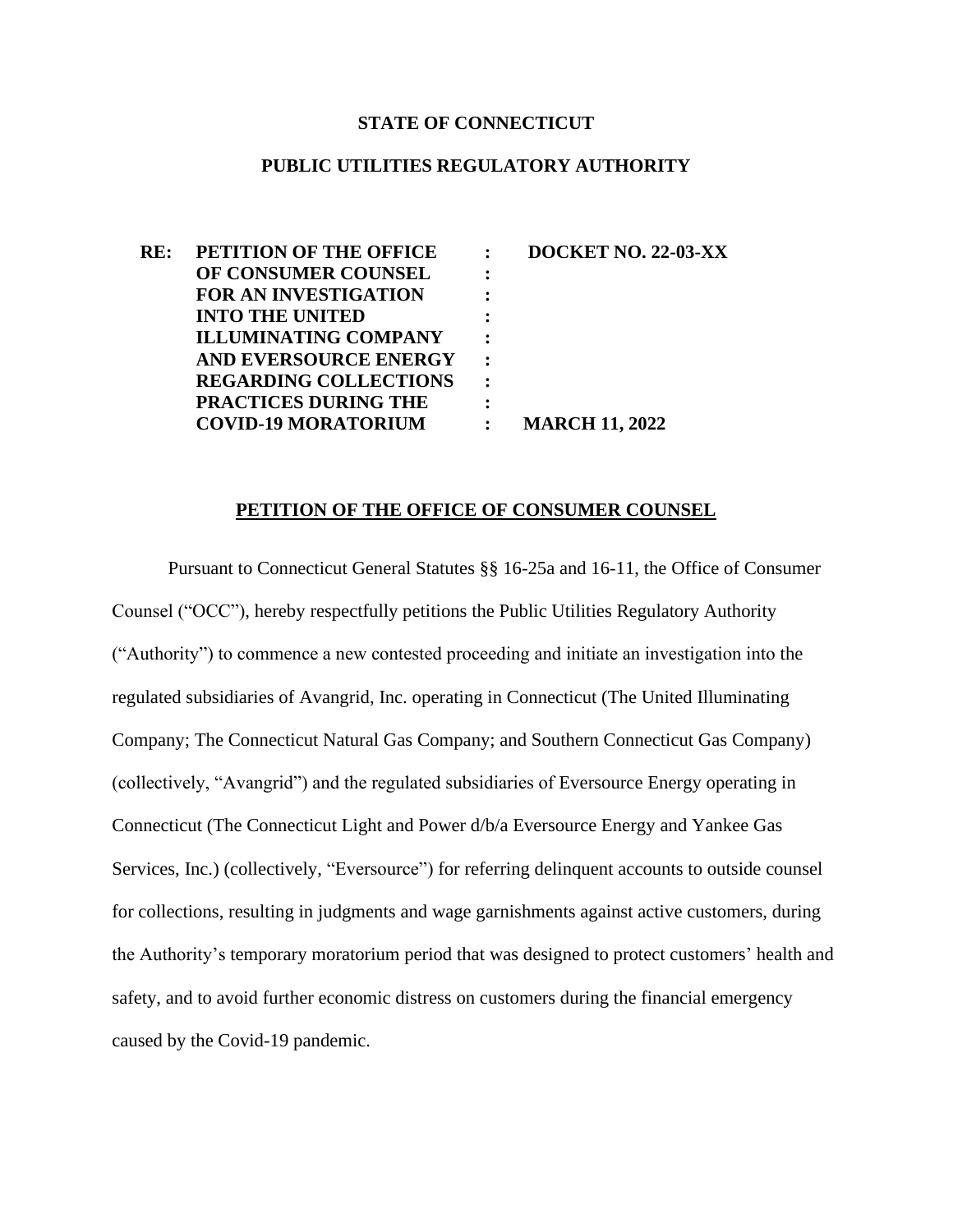**STATE OF CONNECTICUT**

**PUBLIC UTILITIES REGULATORY AUTHORITY**

| | | | |
|---|---|---|---|
| **RE:** | **PETITION OF THE OFFICE OF CONSUMER COUNSEL FOR AN INVESTIGATION INTO THE UNITED ILLUMINATING COMPANY AND EVERSOURCE ENERGY REGARDING COLLECTIONS PRACTICES DURING THE COVID-19 MORATORIUM** | : | **DOCKET NO. 22-03-XX** |
| | | : | **MARCH 11, 2022** |

**PETITION OF THE OFFICE OF CONSUMER COUNSEL**

Pursuant to Connecticut General Statutes §§ 16-25a and 16-11, the Office of Consumer Counsel ("OCC"), hereby respectfully petitions the Public Utilities Regulatory Authority ("Authority") to commence a new contested proceeding and initiate an investigation into the regulated subsidiaries of Avangrid, Inc. operating in Connecticut (The United Illuminating Company; The Connecticut Natural Gas Company; and Southern Connecticut Gas Company) (collectively, "Avangrid") and the regulated subsidiaries of Eversource Energy operating in Connecticut (The Connecticut Light and Power d/b/a Eversource Energy and Yankee Gas Services, Inc.) (collectively, "Eversource") for referring delinquent accounts to outside counsel for collections, resulting in judgments and wage garnishments against active customers, during the Authority's temporary moratorium period that was designed to protect customers' health and safety, and to avoid further economic distress on customers during the financial emergency caused by the Covid-19 pandemic.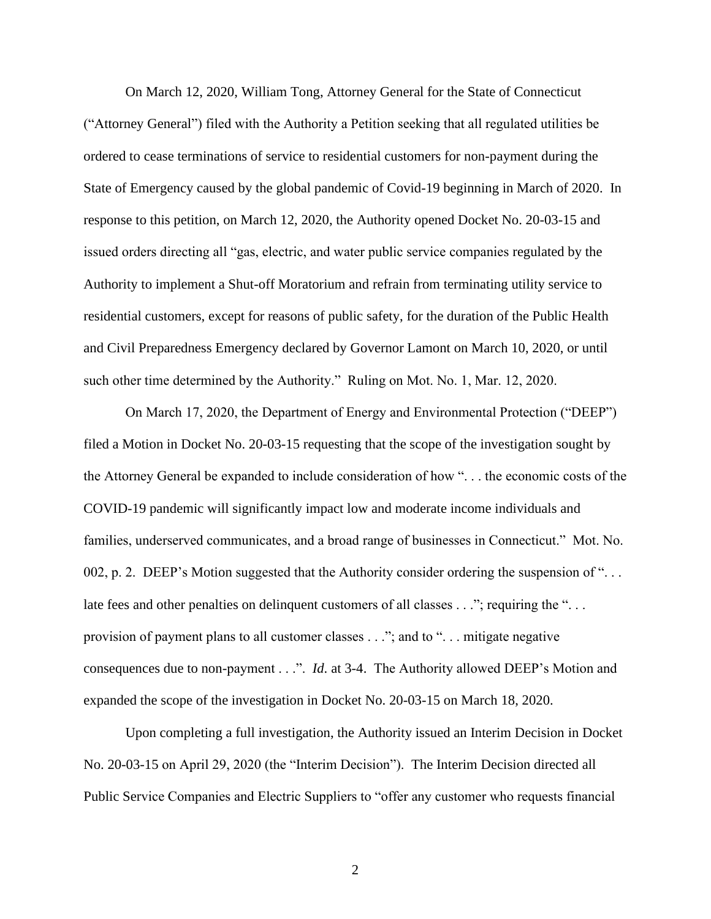On March 12, 2020, William Tong, Attorney General for the State of Connecticut ("Attorney General") filed with the Authority a Petition seeking that all regulated utilities be ordered to cease terminations of service to residential customers for non-payment during the State of Emergency caused by the global pandemic of Covid-19 beginning in March of 2020. In response to this petition, on March 12, 2020, the Authority opened Docket No. 20-03-15 and issued orders directing all "gas, electric, and water public service companies regulated by the Authority to implement a Shut-off Moratorium and refrain from terminating utility service to residential customers, except for reasons of public safety, for the duration of the Public Health and Civil Preparedness Emergency declared by Governor Lamont on March 10, 2020, or until such other time determined by the Authority." Ruling on Mot. No. 1, Mar. 12, 2020.

On March 17, 2020, the Department of Energy and Environmental Protection ("DEEP") filed a Motion in Docket No. 20-03-15 requesting that the scope of the investigation sought by the Attorney General be expanded to include consideration of how ". . . the economic costs of the COVID-19 pandemic will significantly impact low and moderate income individuals and families, underserved communicates, and a broad range of businesses in Connecticut." Mot. No. 002, p. 2. DEEP's Motion suggested that the Authority consider ordering the suspension of ". . . late fees and other penalties on delinquent customers of all classes . . ."; requiring the ". . . provision of payment plans to all customer classes . . ."; and to ". . . mitigate negative consequences due to non-payment . . .". *Id*. at 3-4. The Authority allowed DEEP's Motion and expanded the scope of the investigation in Docket No. 20-03-15 on March 18, 2020.

Upon completing a full investigation, the Authority issued an Interim Decision in Docket No. 20-03-15 on April 29, 2020 (the "Interim Decision"). The Interim Decision directed all Public Service Companies and Electric Suppliers to "offer any customer who requests financial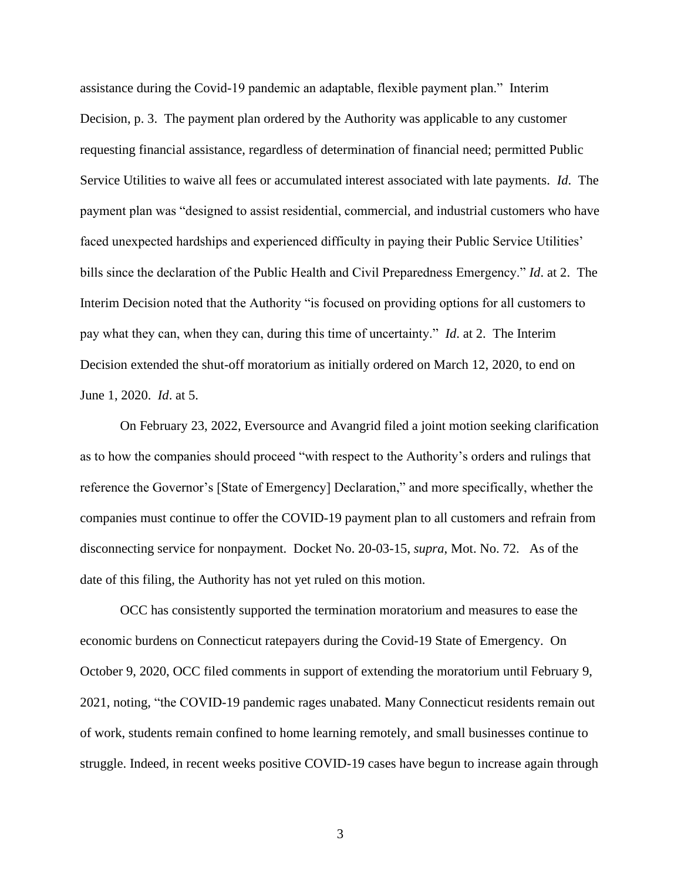assistance during the Covid-19 pandemic an adaptable, flexible payment plan." Interim Decision, p. 3. The payment plan ordered by the Authority was applicable to any customer requesting financial assistance, regardless of determination of financial need; permitted Public Service Utilities to waive all fees or accumulated interest associated with late payments. *Id*. The payment plan was "designed to assist residential, commercial, and industrial customers who have faced unexpected hardships and experienced difficulty in paying their Public Service Utilities' bills since the declaration of the Public Health and Civil Preparedness Emergency." *Id*. at 2. The Interim Decision noted that the Authority "is focused on providing options for all customers to pay what they can, when they can, during this time of uncertainty." *Id*. at 2. The Interim Decision extended the shut-off moratorium as initially ordered on March 12, 2020, to end on June 1, 2020. *Id*. at 5.

On February 23, 2022, Eversource and Avangrid filed a joint motion seeking clarification as to how the companies should proceed "with respect to the Authority's orders and rulings that reference the Governor's [State of Emergency] Declaration," and more specifically, whether the companies must continue to offer the COVID-19 payment plan to all customers and refrain from disconnecting service for nonpayment. Docket No. 20-03-15, *supra*, Mot. No. 72. As of the date of this filing, the Authority has not yet ruled on this motion.

OCC has consistently supported the termination moratorium and measures to ease the economic burdens on Connecticut ratepayers during the Covid-19 State of Emergency. On October 9, 2020, OCC filed comments in support of extending the moratorium until February 9, 2021, noting, "the COVID-19 pandemic rages unabated. Many Connecticut residents remain out of work, students remain confined to home learning remotely, and small businesses continue to struggle. Indeed, in recent weeks positive COVID-19 cases have begun to increase again through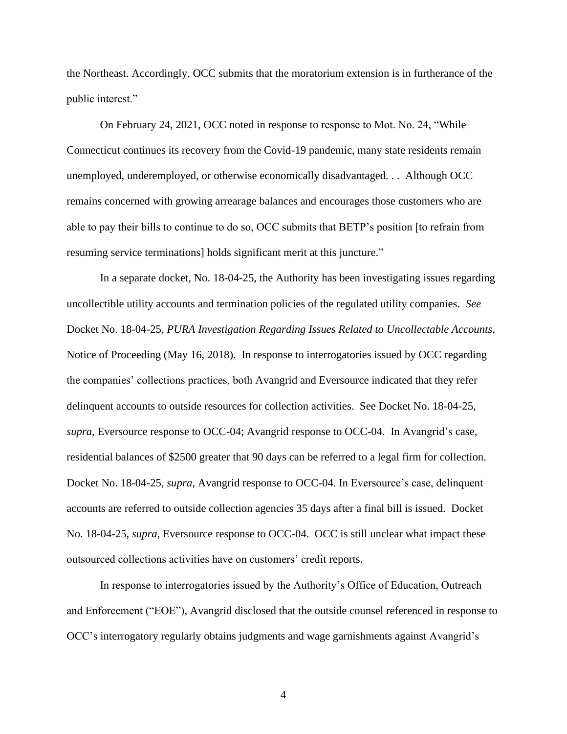the Northeast. Accordingly, OCC submits that the moratorium extension is in furtherance of the public interest."

On February 24, 2021, OCC noted in response to response to Mot. No. 24, "While Connecticut continues its recovery from the Covid-19 pandemic, many state residents remain unemployed, underemployed, or otherwise economically disadvantaged. . . Although OCC remains concerned with growing arrearage balances and encourages those customers who are able to pay their bills to continue to do so, OCC submits that BETP's position [to refrain from resuming service terminations] holds significant merit at this juncture."

In a separate docket, No. 18-04-25, the Authority has been investigating issues regarding uncollectible utility accounts and termination policies of the regulated utility companies. *See* Docket No. 18-04-25, *PURA Investigation Regarding Issues Related to Uncollectable Accounts,* Notice of Proceeding (May 16, 2018). In response to interrogatories issued by OCC regarding the companies' collections practices, both Avangrid and Eversource indicated that they refer delinquent accounts to outside resources for collection activities. See Docket No. 18-04-25, *supra*, Eversource response to OCC-04; Avangrid response to OCC-04. In Avangrid's case, residential balances of $2500 greater that 90 days can be referred to a legal firm for collection. Docket No. 18-04-25, *supra*, Avangrid response to OCC-04. In Eversource's case, delinquent accounts are referred to outside collection agencies 35 days after a final bill is issued. Docket No. 18-04-25, *supra*, Eversource response to OCC-04. OCC is still unclear what impact these outsourced collections activities have on customers' credit reports.

In response to interrogatories issued by the Authority's Office of Education, Outreach and Enforcement ("EOE"), Avangrid disclosed that the outside counsel referenced in response to OCC's interrogatory regularly obtains judgments and wage garnishments against Avangrid's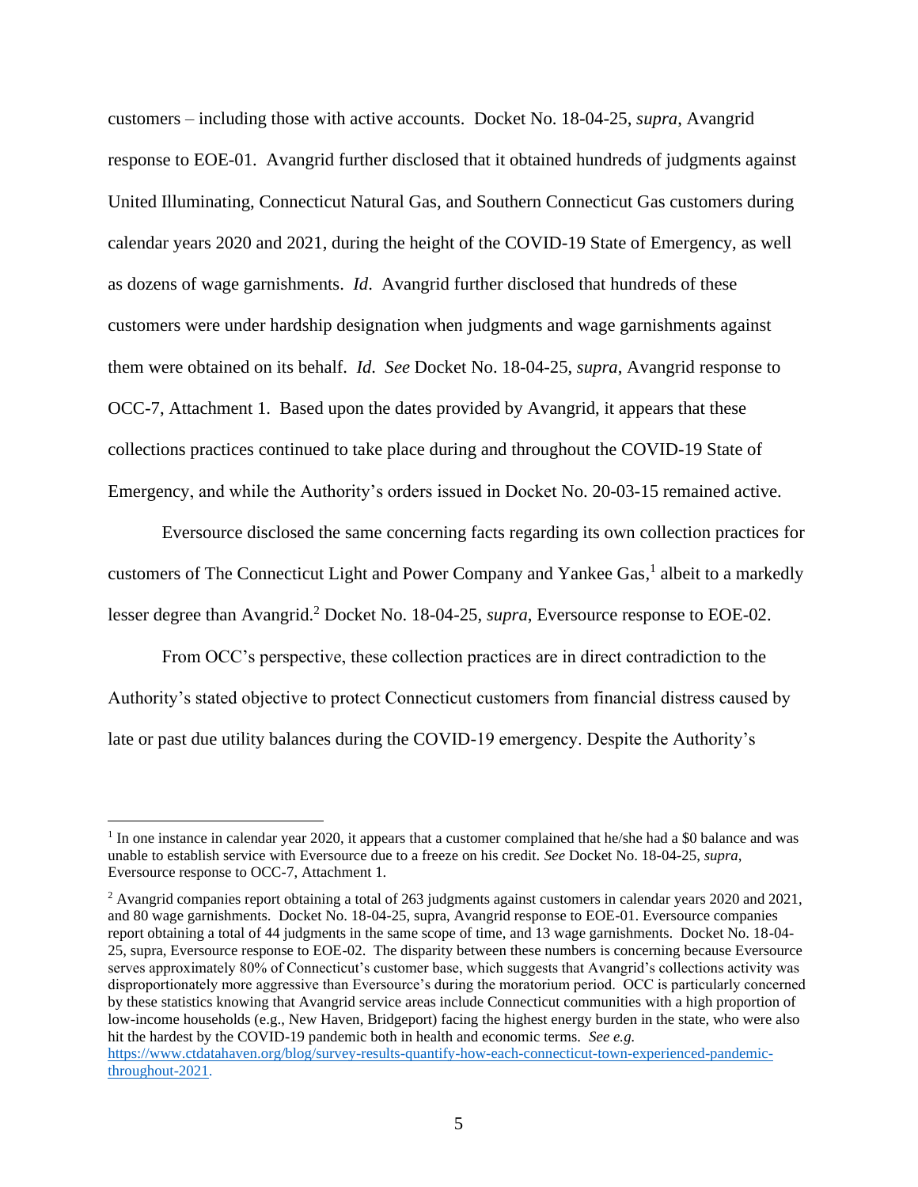customers – including those with active accounts. Docket No. 18-04-25, *supra*, Avangrid response to EOE-01. Avangrid further disclosed that it obtained hundreds of judgments against United Illuminating, Connecticut Natural Gas, and Southern Connecticut Gas customers during calendar years 2020 and 2021, during the height of the COVID-19 State of Emergency, as well as dozens of wage garnishments. *Id*. Avangrid further disclosed that hundreds of these customers were under hardship designation when judgments and wage garnishments against them were obtained on its behalf. *Id*. *See* Docket No. 18-04-25, *supra*, Avangrid response to OCC-7, Attachment 1. Based upon the dates provided by Avangrid, it appears that these collections practices continued to take place during and throughout the COVID-19 State of Emergency, and while the Authority's orders issued in Docket No. 20-03-15 remained active.

Eversource disclosed the same concerning facts regarding its own collection practices for customers of The Connecticut Light and Power Company and Yankee Gas,[1] albeit to a markedly lesser degree than Avangrid.[2] Docket No. 18-04-25, *supra*, Eversource response to EOE-02.

From OCC's perspective, these collection practices are in direct contradiction to the Authority's stated objective to protect Connecticut customers from financial distress caused by late or past due utility balances during the COVID-19 emergency. Despite the Authority's

---

[1] In one instance in calendar year 2020, it appears that a customer complained that he/she had a $0 balance and was unable to establish service with Eversource due to a freeze on his credit. *See* Docket No. 18-04-25, *supra*, Eversource response to OCC-7, Attachment 1.

[2] Avangrid companies report obtaining a total of 263 judgments against customers in calendar years 2020 and 2021, and 80 wage garnishments. Docket No. 18-04-25, supra, Avangrid response to EOE-01. Eversource companies report obtaining a total of 44 judgments in the same scope of time, and 13 wage garnishments. Docket No. 18-04-25, supra, Eversource response to EOE-02. The disparity between these numbers is concerning because Eversource serves approximately 80% of Connecticut's customer base, which suggests that Avangrid's collections activity was disproportionately more aggressive than Eversource's during the moratorium period. OCC is particularly concerned by these statistics knowing that Avangrid service areas include Connecticut communities with a high proportion of low-income households (e.g., New Haven, Bridgeport) facing the highest energy burden in the state, who were also hit the hardest by the COVID-19 pandemic both in health and economic terms. *See e.g.* https://www.ctdatahaven.org/blog/survey-results-quantify-how-each-connecticut-town-experienced-pandemic-throughout-2021.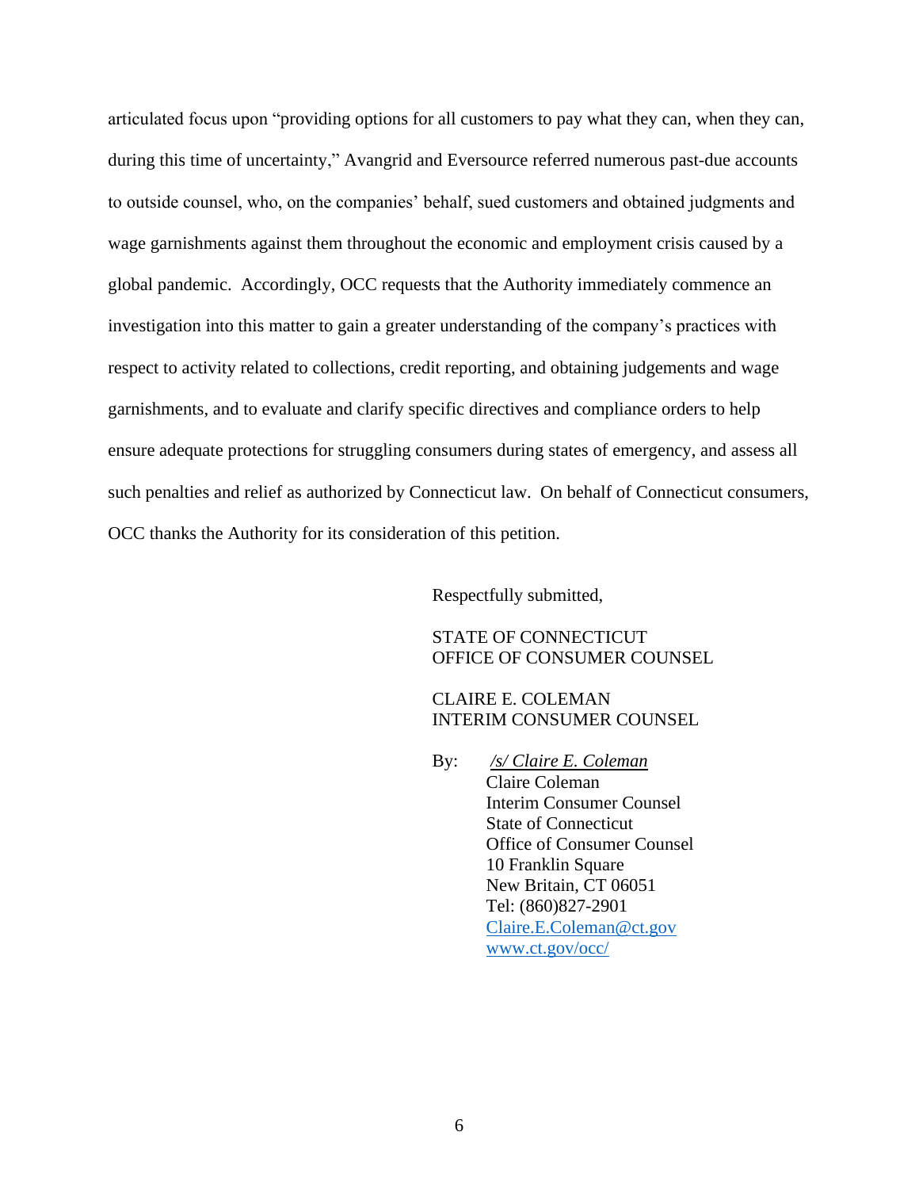articulated focus upon "providing options for all customers to pay what they can, when they can, during this time of uncertainty," Avangrid and Eversource referred numerous past-due accounts to outside counsel, who, on the companies' behalf, sued customers and obtained judgments and wage garnishments against them throughout the economic and employment crisis caused by a global pandemic. Accordingly, OCC requests that the Authority immediately commence an investigation into this matter to gain a greater understanding of the company's practices with respect to activity related to collections, credit reporting, and obtaining judgements and wage garnishments, and to evaluate and clarify specific directives and compliance orders to help ensure adequate protections for struggling consumers during states of emergency, and assess all such penalties and relief as authorized by Connecticut law. On behalf of Connecticut consumers, OCC thanks the Authority for its consideration of this petition.

Respectfully submitted,

STATE OF CONNECTICUT
OFFICE OF CONSUMER COUNSEL

CLAIRE E. COLEMAN
INTERIM CONSUMER COUNSEL

By: *<u>/s/ Claire E. Coleman</u>*
Claire Coleman
Interim Consumer Counsel
State of Connecticut
Office of Consumer Counsel
10 Franklin Square
New Britain, CT 06051
Tel: (860)827-2901
Claire.E.Coleman@ct.gov
www.ct.gov/occ/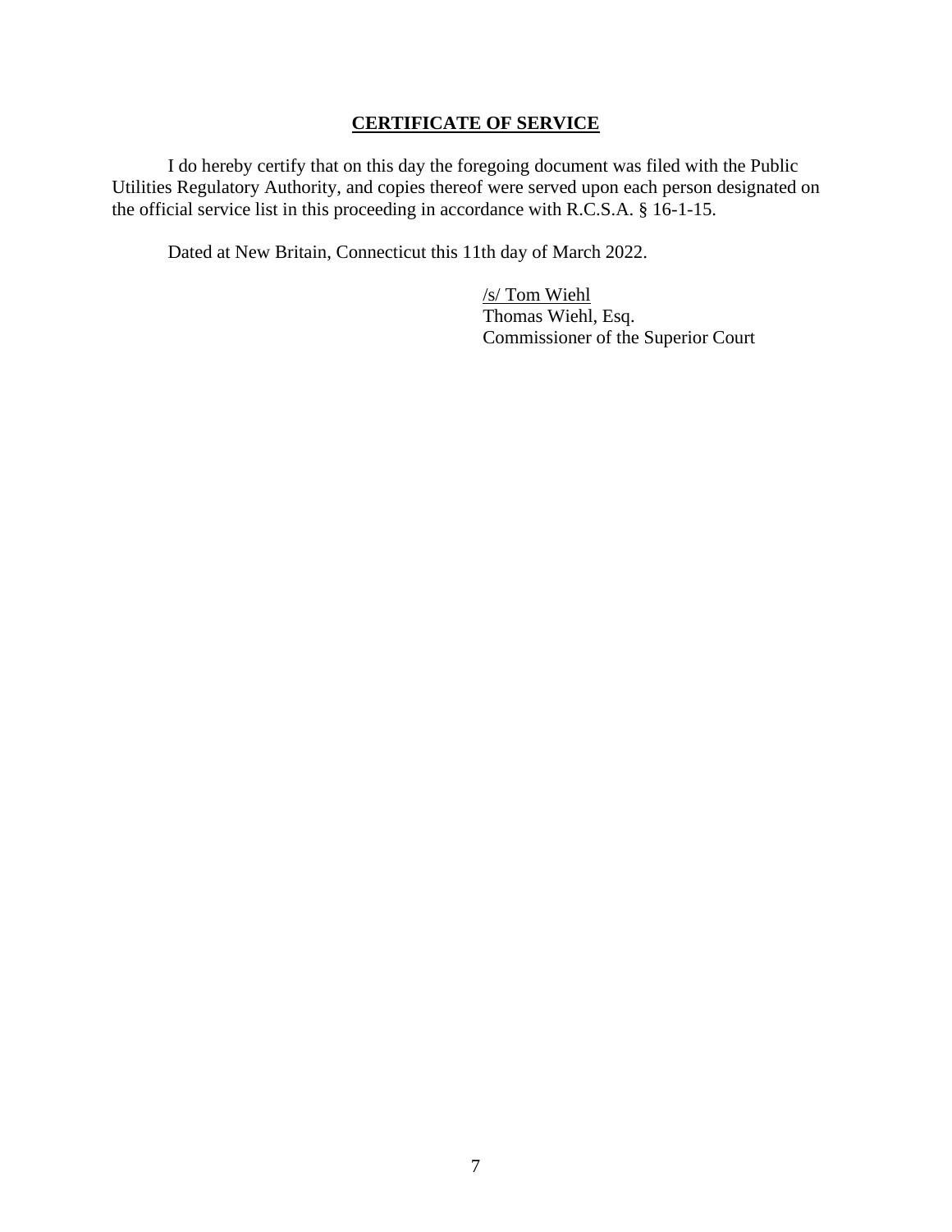## **CERTIFICATE OF SERVICE**

I do hereby certify that on this day the foregoing document was filed with the Public Utilities Regulatory Authority, and copies thereof were served upon each person designated on the official service list in this proceeding in accordance with R.C.S.A. § 16-1-15.

Dated at New Britain, Connecticut this 11th day of March 2022.

/s/ Tom Wiehl
Thomas Wiehl, Esq.
Commissioner of the Superior Court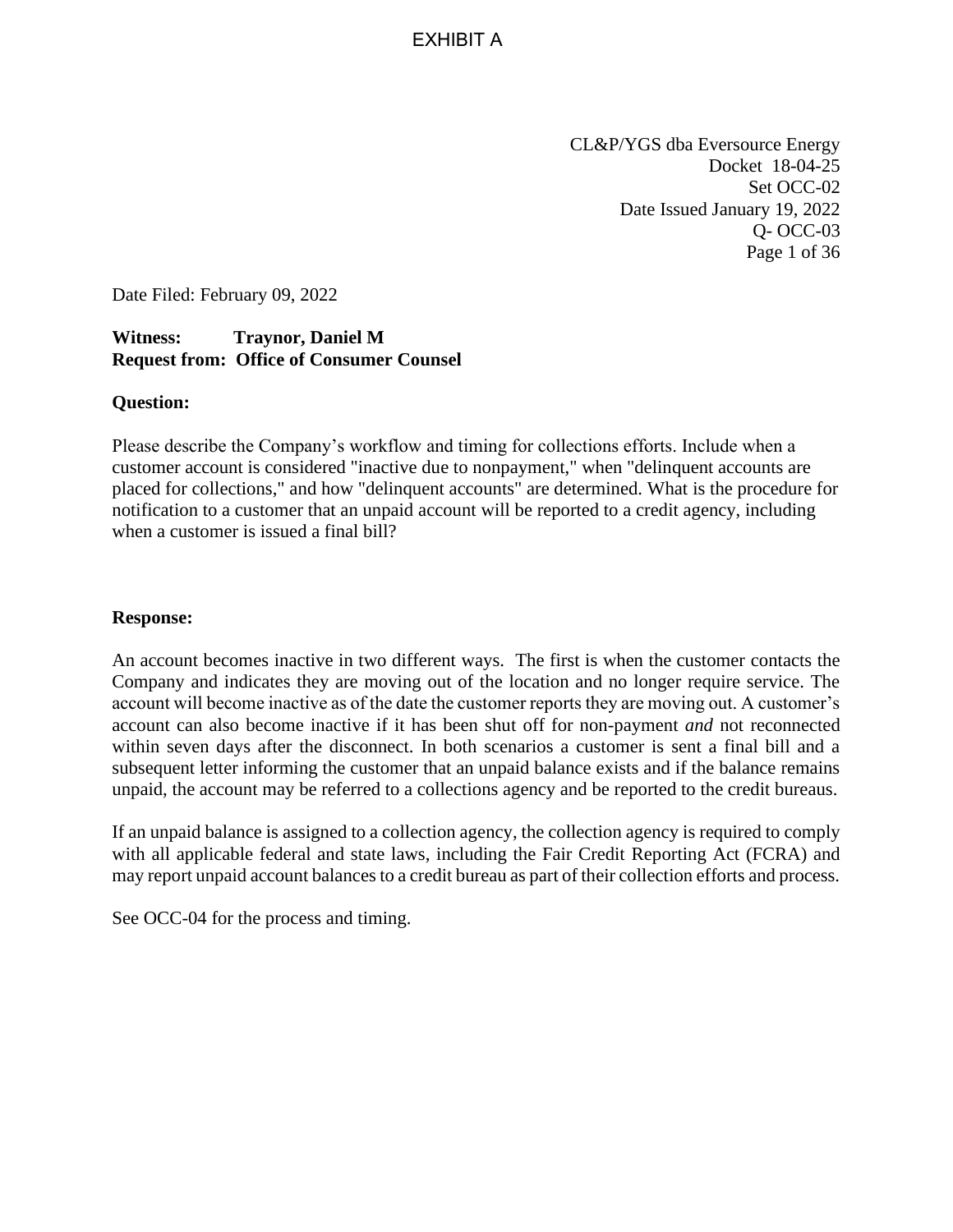EXHIBIT A

CL&P/YGS dba Eversource Energy
Docket 18-04-25
Set OCC-02
Date Issued January 19, 2022
Q- OCC-03

Date Filed: February 09, 2022

**Witness: Traynor, Daniel M**
**Request from: Office of Consumer Counsel**

**Question:**

Please describe the Company's workflow and timing for collections efforts. Include when a customer account is considered "inactive due to nonpayment," when "delinquent accounts are placed for collections," and how "delinquent accounts" are determined. What is the procedure for notification to a customer that an unpaid account will be reported to a credit agency, including when a customer is issued a final bill?

**Response:**

An account becomes inactive in two different ways. The first is when the customer contacts the Company and indicates they are moving out of the location and no longer require service. The account will become inactive as of the date the customer reports they are moving out. A customer's account can also become inactive if it has been shut off for non-payment *and* not reconnected within seven days after the disconnect. In both scenarios a customer is sent a final bill and a subsequent letter informing the customer that an unpaid balance exists and if the balance remains unpaid, the account may be referred to a collections agency and be reported to the credit bureaus.

If an unpaid balance is assigned to a collection agency, the collection agency is required to comply with all applicable federal and state laws, including the Fair Credit Reporting Act (FCRA) and may report unpaid account balances to a credit bureau as part of their collection efforts and process.

See OCC-04 for the process and timing.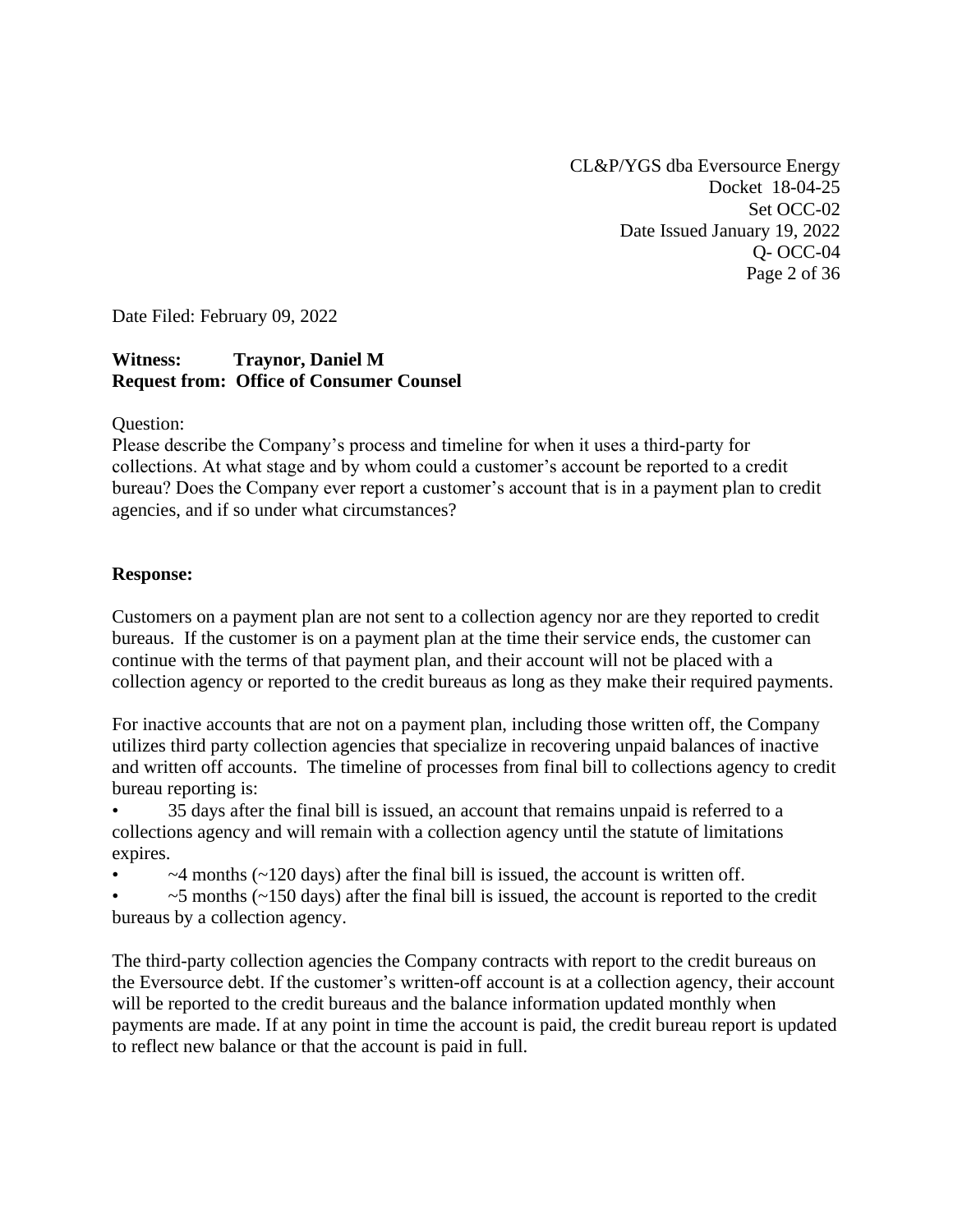CL&P/YGS dba Eversource Energy
Docket 18-04-25
Set OCC-02
Date Issued January 19, 2022
Q- OCC-04

Date Filed: February 09, 2022

**Witness: Traynor, Daniel M**
**Request from: Office of Consumer Counsel**

Question:
Please describe the Company's process and timeline for when it uses a third-party for collections. At what stage and by whom could a customer's account be reported to a credit bureau? Does the Company ever report a customer's account that is in a payment plan to credit agencies, and if so under what circumstances?

**Response:**

Customers on a payment plan are not sent to a collection agency nor are they reported to credit bureaus. If the customer is on a payment plan at the time their service ends, the customer can continue with the terms of that payment plan, and their account will not be placed with a collection agency or reported to the credit bureaus as long as they make their required payments.

For inactive accounts that are not on a payment plan, including those written off, the Company utilizes third party collection agencies that specialize in recovering unpaid balances of inactive and written off accounts. The timeline of processes from final bill to collections agency to credit bureau reporting is:

- 35 days after the final bill is issued, an account that remains unpaid is referred to a collections agency and will remain with a collection agency until the statute of limitations expires.
- ~4 months (~120 days) after the final bill is issued, the account is written off.
- ~5 months (~150 days) after the final bill is issued, the account is reported to the credit bureaus by a collection agency.

The third-party collection agencies the Company contracts with report to the credit bureaus on the Eversource debt. If the customer's written-off account is at a collection agency, their account will be reported to the credit bureaus and the balance information updated monthly when payments are made. If at any point in time the account is paid, the credit bureau report is updated to reflect new balance or that the account is paid in full.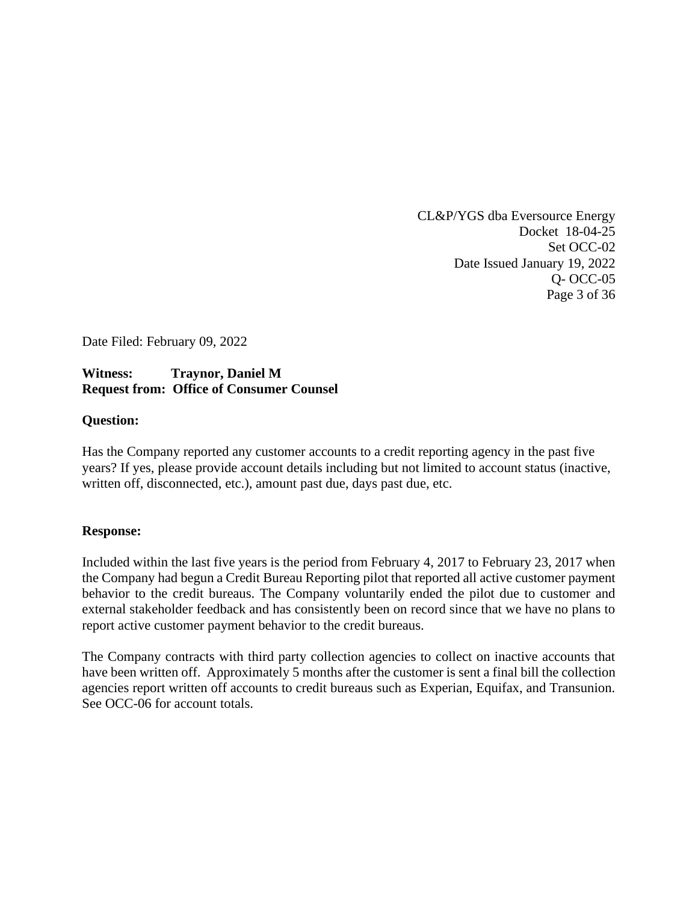CL&P/YGS dba Eversource Energy
Docket 18-04-25
Set OCC-02
Date Issued January 19, 2022
Q- OCC-05

Date Filed: February 09, 2022

**Witness: Traynor, Daniel M**
**Request from: Office of Consumer Counsel**

**Question:**

Has the Company reported any customer accounts to a credit reporting agency in the past five years? If yes, please provide account details including but not limited to account status (inactive, written off, disconnected, etc.), amount past due, days past due, etc.

**Response:**

Included within the last five years is the period from February 4, 2017 to February 23, 2017 when the Company had begun a Credit Bureau Reporting pilot that reported all active customer payment behavior to the credit bureaus. The Company voluntarily ended the pilot due to customer and external stakeholder feedback and has consistently been on record since that we have no plans to report active customer payment behavior to the credit bureaus.

The Company contracts with third party collection agencies to collect on inactive accounts that have been written off. Approximately 5 months after the customer is sent a final bill the collection agencies report written off accounts to credit bureaus such as Experian, Equifax, and Transunion. See OCC-06 for account totals.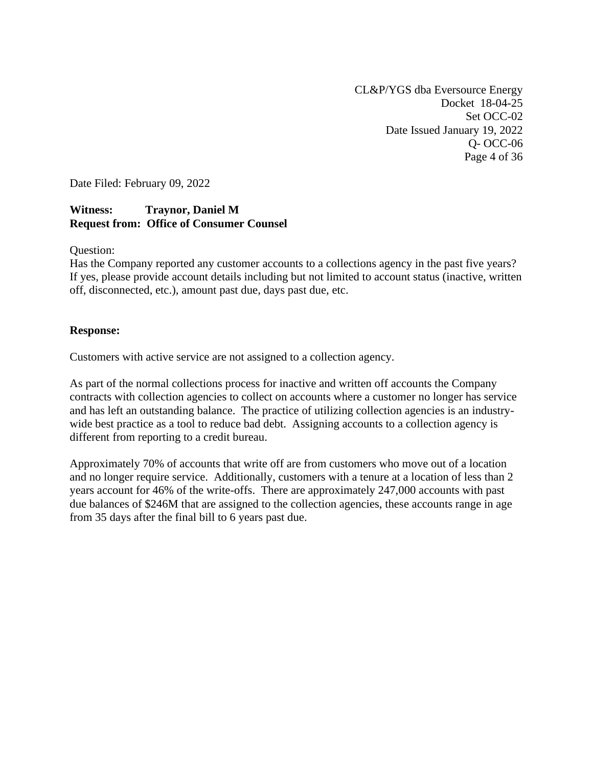CL&P/YGS dba Eversource Energy
Docket 18-04-25
Set OCC-02
Date Issued January 19, 2022
Q- OCC-06

Date Filed: February 09, 2022

**Witness: Traynor, Daniel M**
**Request from: Office of Consumer Counsel**

Question:
Has the Company reported any customer accounts to a collections agency in the past five years? If yes, please provide account details including but not limited to account status (inactive, written off, disconnected, etc.), amount past due, days past due, etc.

**Response:**

Customers with active service are not assigned to a collection agency.

As part of the normal collections process for inactive and written off accounts the Company contracts with collection agencies to collect on accounts where a customer no longer has service and has left an outstanding balance. The practice of utilizing collection agencies is an industry-wide best practice as a tool to reduce bad debt. Assigning accounts to a collection agency is different from reporting to a credit bureau.

Approximately 70% of accounts that write off are from customers who move out of a location and no longer require service. Additionally, customers with a tenure at a location of less than 2 years account for 46% of the write-offs. There are approximately 247,000 accounts with past due balances of $246M that are assigned to the collection agencies, these accounts range in age from 35 days after the final bill to 6 years past due.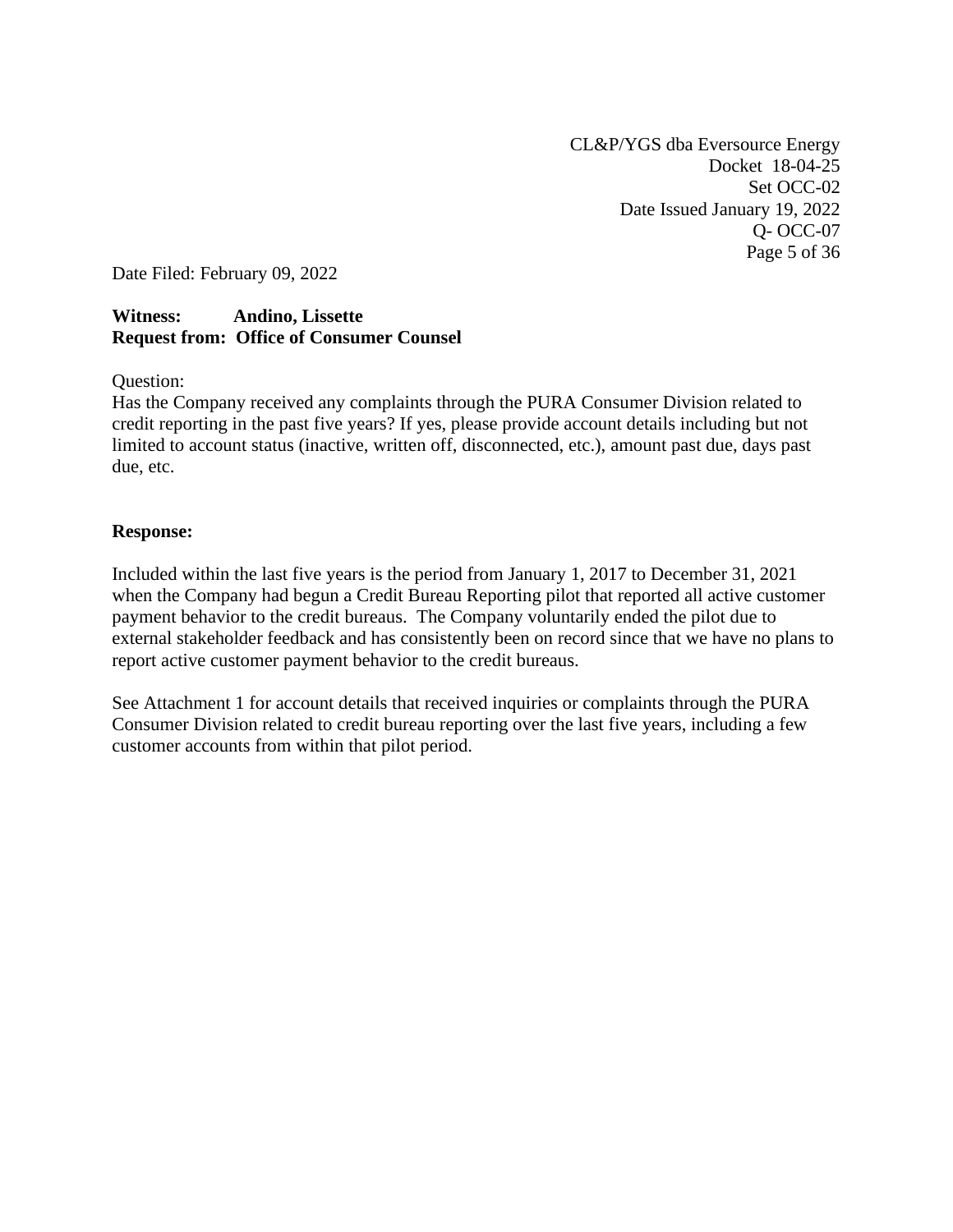CL&P/YGS dba Eversource Energy
Docket 18-04-25
Set OCC-02
Date Issued January 19, 2022
Q- OCC-07

Date Filed: February 09, 2022

**Witness: Andino, Lissette**
**Request from: Office of Consumer Counsel**

Question:
Has the Company received any complaints through the PURA Consumer Division related to credit reporting in the past five years? If yes, please provide account details including but not limited to account status (inactive, written off, disconnected, etc.), amount past due, days past due, etc.

**Response:**

Included within the last five years is the period from January 1, 2017 to December 31, 2021 when the Company had begun a Credit Bureau Reporting pilot that reported all active customer payment behavior to the credit bureaus. The Company voluntarily ended the pilot due to external stakeholder feedback and has consistently been on record since that we have no plans to report active customer payment behavior to the credit bureaus.

See Attachment 1 for account details that received inquiries or complaints through the PURA Consumer Division related to credit bureau reporting over the last five years, including a few customer accounts from within that pilot period.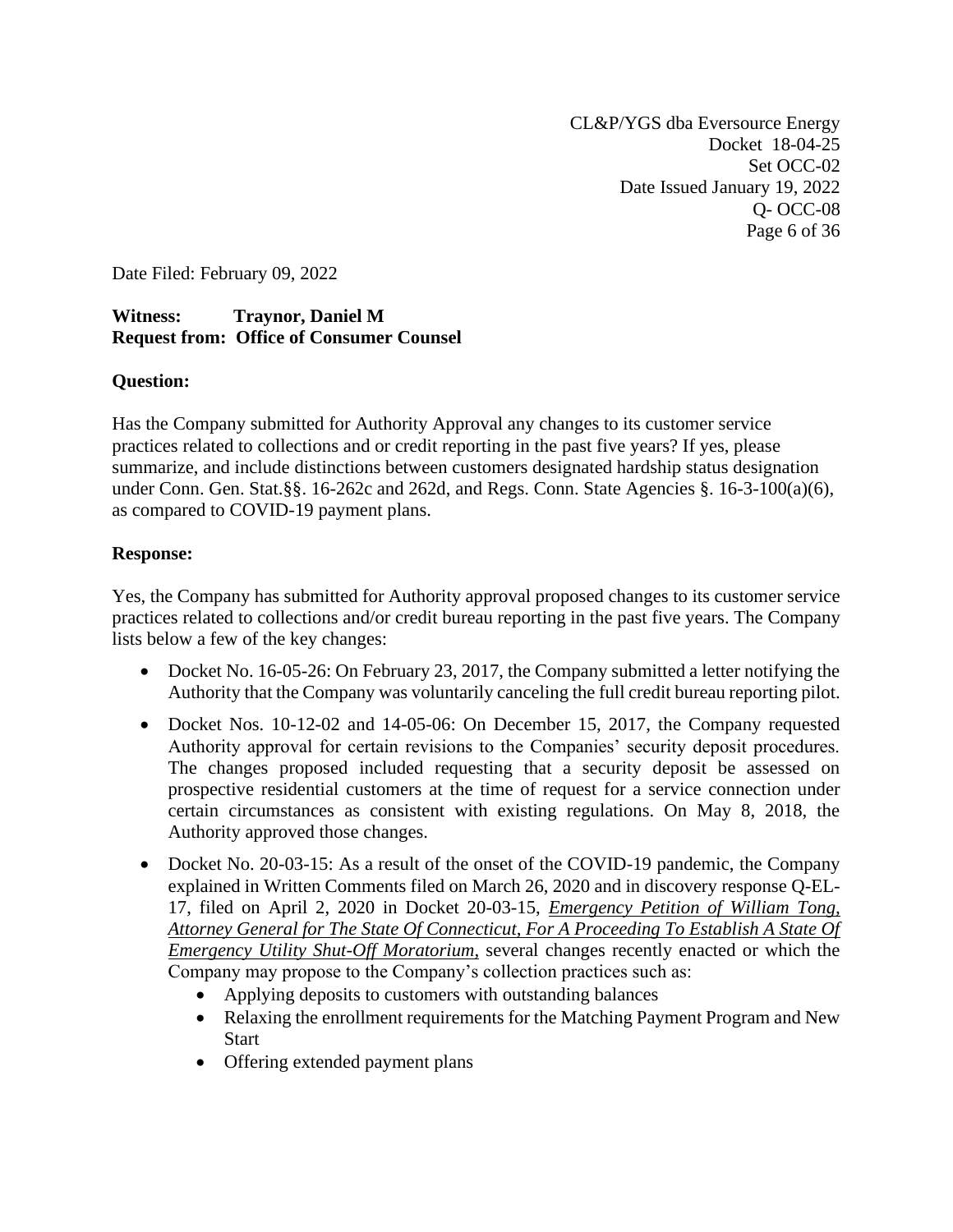CL&P/YGS dba Eversource Energy
Docket 18-04-25
Set OCC-02
Date Issued January 19, 2022
Q- OCC-08

Date Filed: February 09, 2022

**Witness: Traynor, Daniel M**
**Request from: Office of Consumer Counsel**

**Question:**

Has the Company submitted for Authority Approval any changes to its customer service practices related to collections and or credit reporting in the past five years? If yes, please summarize, and include distinctions between customers designated hardship status designation under Conn. Gen. Stat.§§. 16-262c and 262d, and Regs. Conn. State Agencies §. 16-3-100(a)(6), as compared to COVID-19 payment plans.

**Response:**

Yes, the Company has submitted for Authority approval proposed changes to its customer service practices related to collections and/or credit bureau reporting in the past five years. The Company lists below a few of the key changes:

- Docket No. 16-05-26: On February 23, 2017, the Company submitted a letter notifying the Authority that the Company was voluntarily canceling the full credit bureau reporting pilot.
- Docket Nos. 10-12-02 and 14-05-06: On December 15, 2017, the Company requested Authority approval for certain revisions to the Companies' security deposit procedures. The changes proposed included requesting that a security deposit be assessed on prospective residential customers at the time of request for a service connection under certain circumstances as consistent with existing regulations. On May 8, 2018, the Authority approved those changes.
- Docket No. 20-03-15: As a result of the onset of the COVID-19 pandemic, the Company explained in Written Comments filed on March 26, 2020 and in discovery response Q-EL-17, filed on April 2, 2020 in Docket 20-03-15, *Emergency Petition of William Tong, Attorney General for The State Of Connecticut, For A Proceeding To Establish A State Of Emergency Utility Shut-Off Moratorium*, several changes recently enacted or which the Company may propose to the Company's collection practices such as:
    - Applying deposits to customers with outstanding balances
    - Relaxing the enrollment requirements for the Matching Payment Program and New Start
    - Offering extended payment plans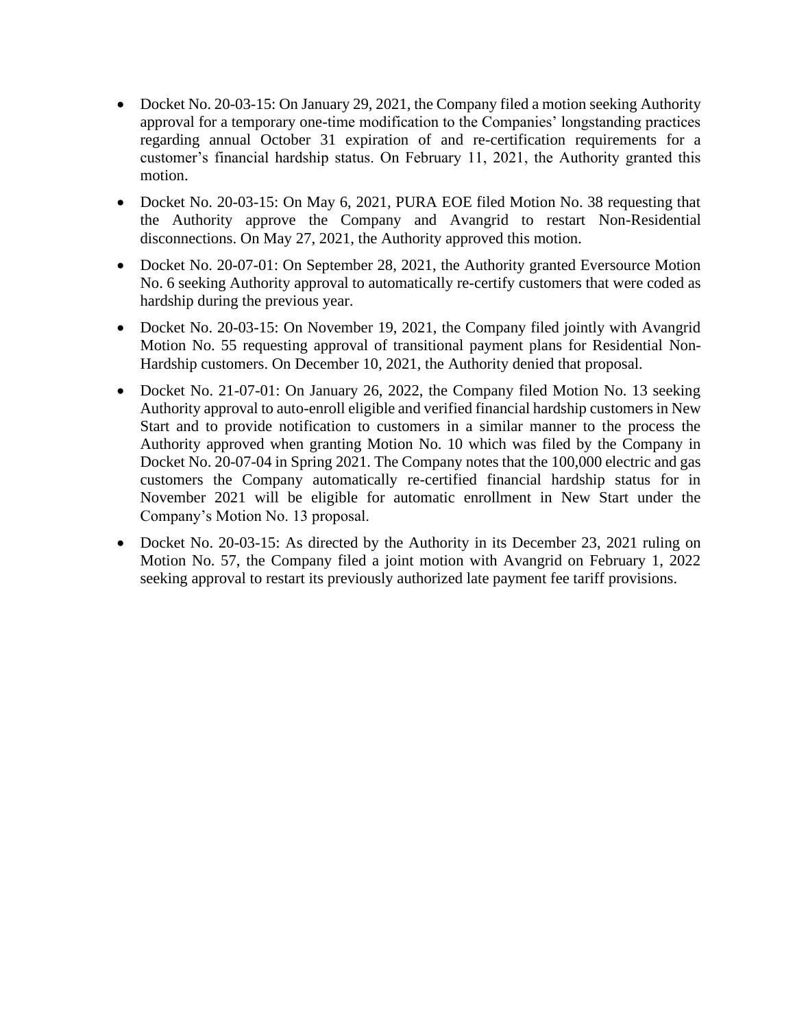- Docket No. 20-03-15: On January 29, 2021, the Company filed a motion seeking Authority approval for a temporary one-time modification to the Companies' longstanding practices regarding annual October 31 expiration of and re-certification requirements for a customer's financial hardship status. On February 11, 2021, the Authority granted this motion.
- Docket No. 20-03-15: On May 6, 2021, PURA EOE filed Motion No. 38 requesting that the Authority approve the Company and Avangrid to restart Non-Residential disconnections. On May 27, 2021, the Authority approved this motion.
- Docket No. 20-07-01: On September 28, 2021, the Authority granted Eversource Motion No. 6 seeking Authority approval to automatically re-certify customers that were coded as hardship during the previous year.
- Docket No. 20-03-15: On November 19, 2021, the Company filed jointly with Avangrid Motion No. 55 requesting approval of transitional payment plans for Residential Non-Hardship customers. On December 10, 2021, the Authority denied that proposal.
- Docket No. 21-07-01: On January 26, 2022, the Company filed Motion No. 13 seeking Authority approval to auto-enroll eligible and verified financial hardship customers in New Start and to provide notification to customers in a similar manner to the process the Authority approved when granting Motion No. 10 which was filed by the Company in Docket No. 20-07-04 in Spring 2021. The Company notes that the 100,000 electric and gas customers the Company automatically re-certified financial hardship status for in November 2021 will be eligible for automatic enrollment in New Start under the Company's Motion No. 13 proposal.
- Docket No. 20-03-15: As directed by the Authority in its December 23, 2021 ruling on Motion No. 57, the Company filed a joint motion with Avangrid on February 1, 2022 seeking approval to restart its previously authorized late payment fee tariff provisions.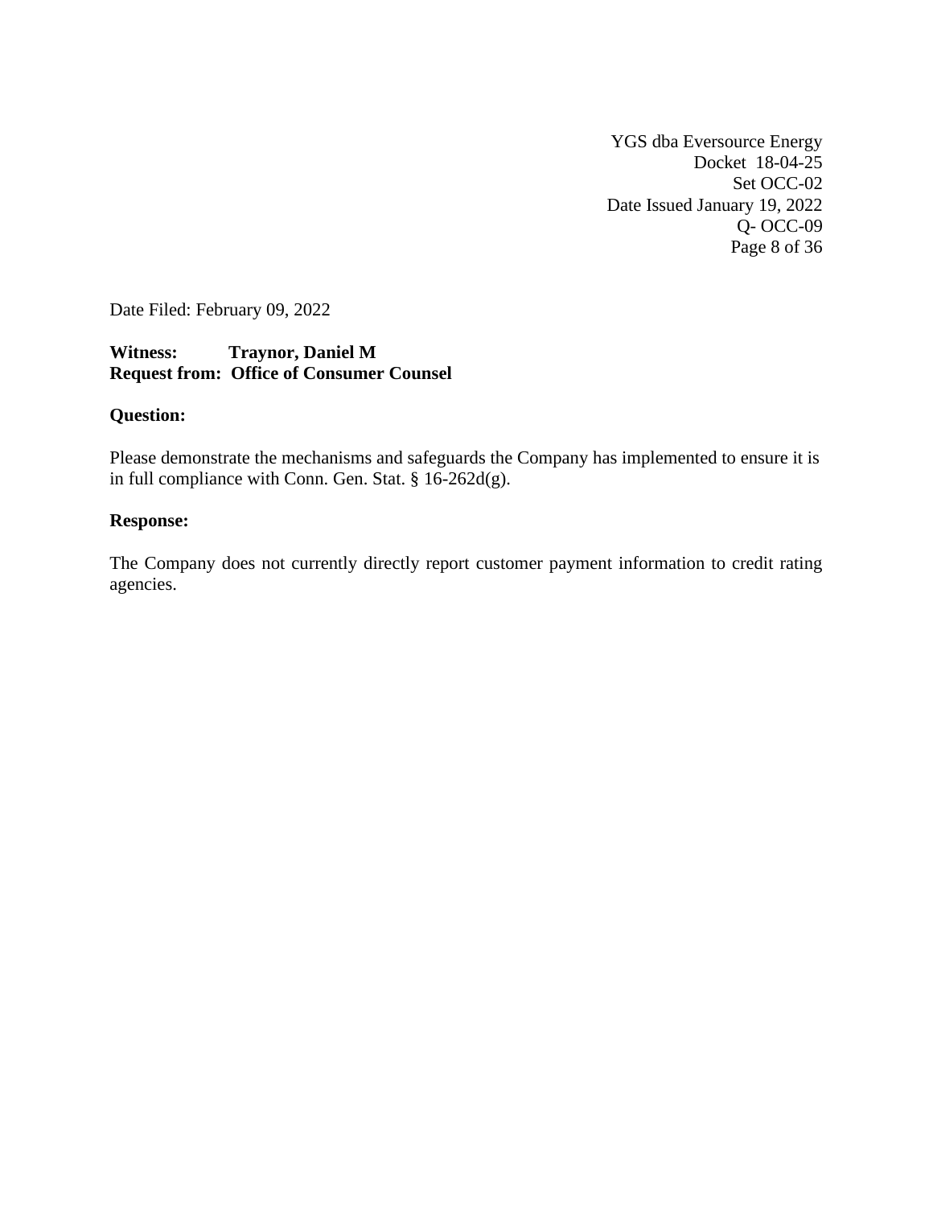YGS dba Eversource Energy
Docket 18-04-25
Set OCC-02
Date Issued January 19, 2022
Q- OCC-09

Date Filed: February 09, 2022

**Witness:** **Traynor, Daniel M**
**Request from:** **Office of Consumer Counsel**

**Question:**

Please demonstrate the mechanisms and safeguards the Company has implemented to ensure it is in full compliance with Conn. Gen. Stat. § 16-262d(g).

**Response:**

The Company does not currently directly report customer payment information to credit rating agencies.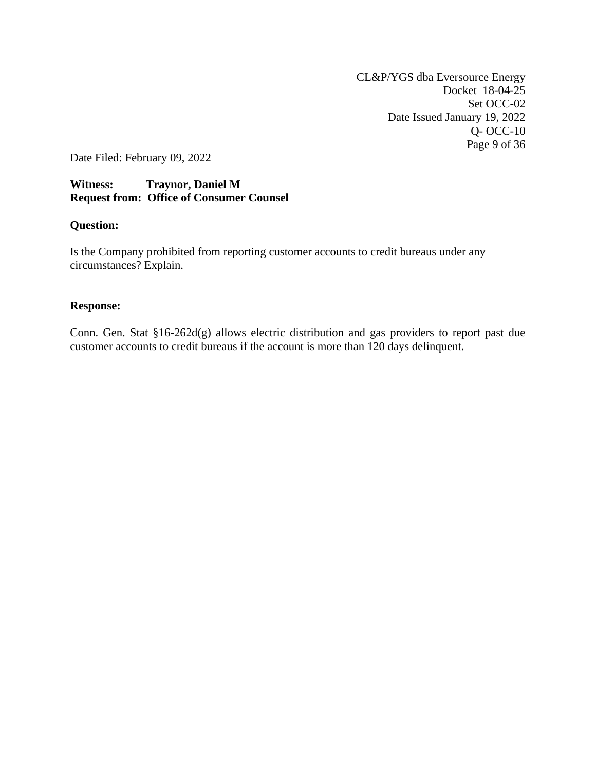CL&P/YGS dba Eversource Energy
Docket 18-04-25
Set OCC-02
Date Issued January 19, 2022
Q- OCC-10

Date Filed: February 09, 2022

**Witness: Traynor, Daniel M**
**Request from: Office of Consumer Counsel**

**Question:**

Is the Company prohibited from reporting customer accounts to credit bureaus under any circumstances? Explain.

**Response:**

Conn. Gen. Stat §16-262d(g) allows electric distribution and gas providers to report past due customer accounts to credit bureaus if the account is more than 120 days delinquent.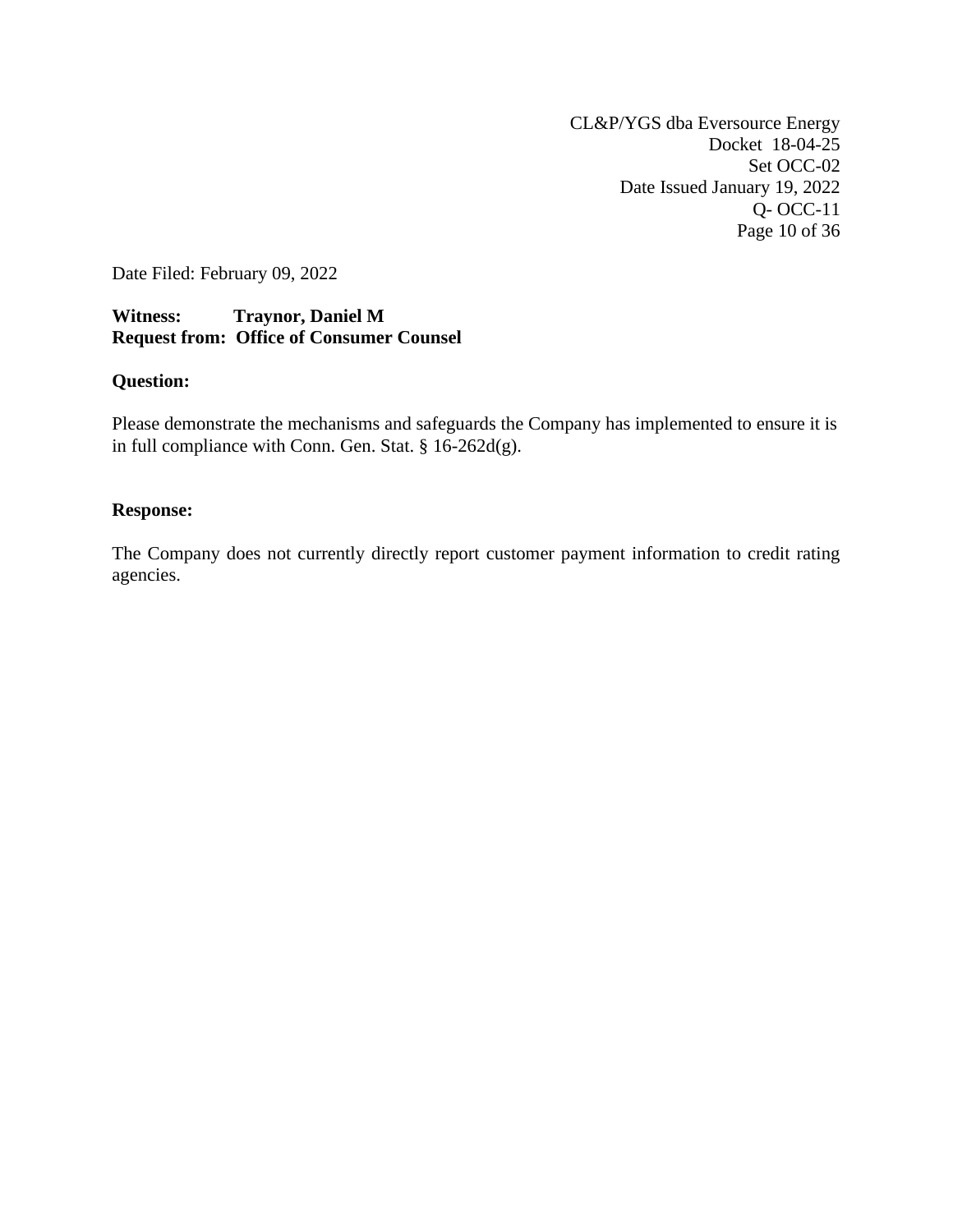CL&P/YGS dba Eversource Energy
Docket 18-04-25
Set OCC-02
Date Issued January 19, 2022
Q- OCC-11

Date Filed: February 09, 2022

**Witness: Traynor, Daniel M**
**Request from: Office of Consumer Counsel**

**Question:**

Please demonstrate the mechanisms and safeguards the Company has implemented to ensure it is in full compliance with Conn. Gen. Stat. § 16-262d(g).

**Response:**

The Company does not currently directly report customer payment information to credit rating agencies.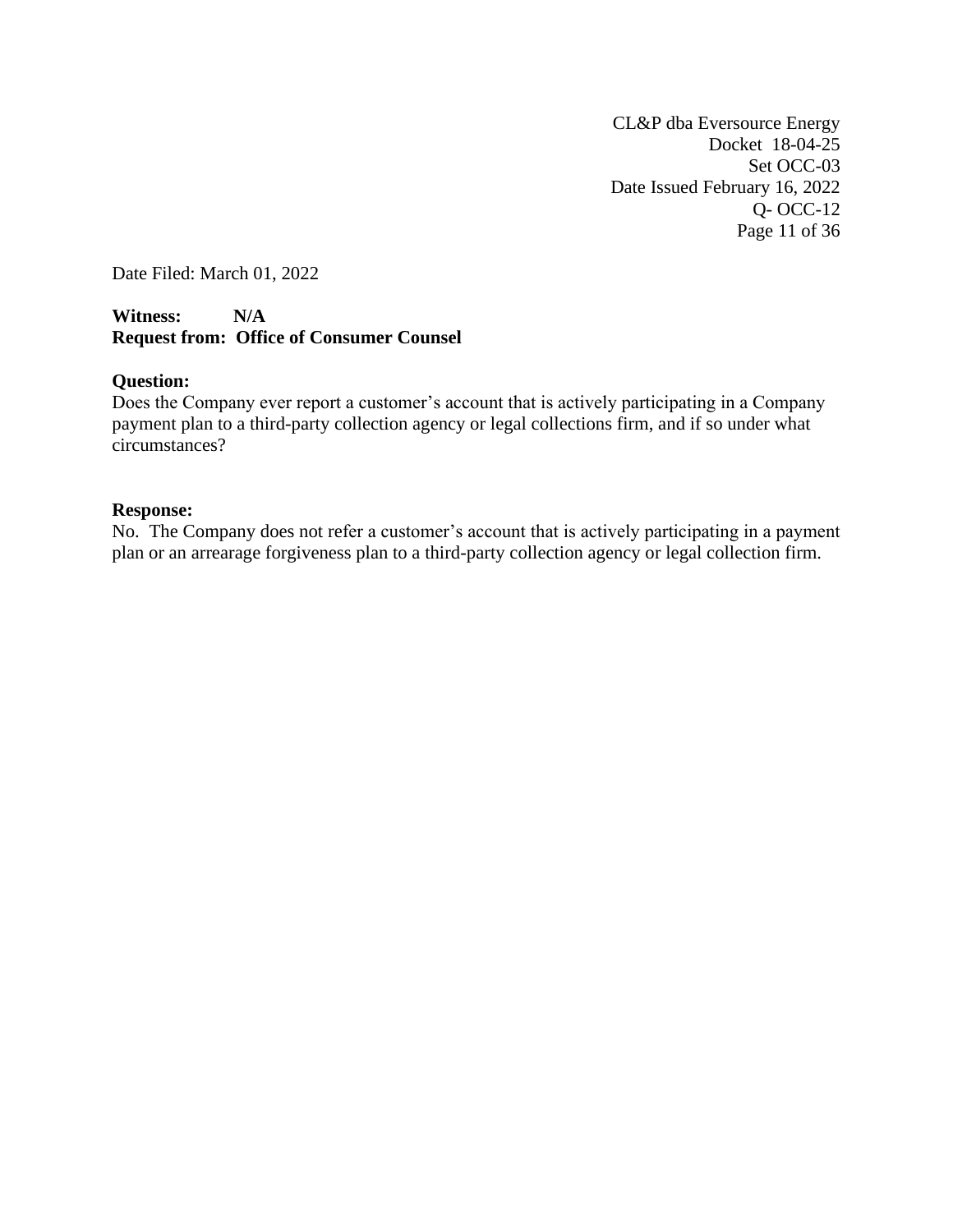CL&P dba Eversource Energy
Docket 18-04-25
Set OCC-03
Date Issued February 16, 2022
Q- OCC-12

Date Filed: March 01, 2022

**Witness:** **N/A**
**Request from: Office of Consumer Counsel**

**Question:**
Does the Company ever report a customer's account that is actively participating in a Company payment plan to a third-party collection agency or legal collections firm, and if so under what circumstances?

**Response:**
No. The Company does not refer a customer's account that is actively participating in a payment plan or an arrearage forgiveness plan to a third-party collection agency or legal collection firm.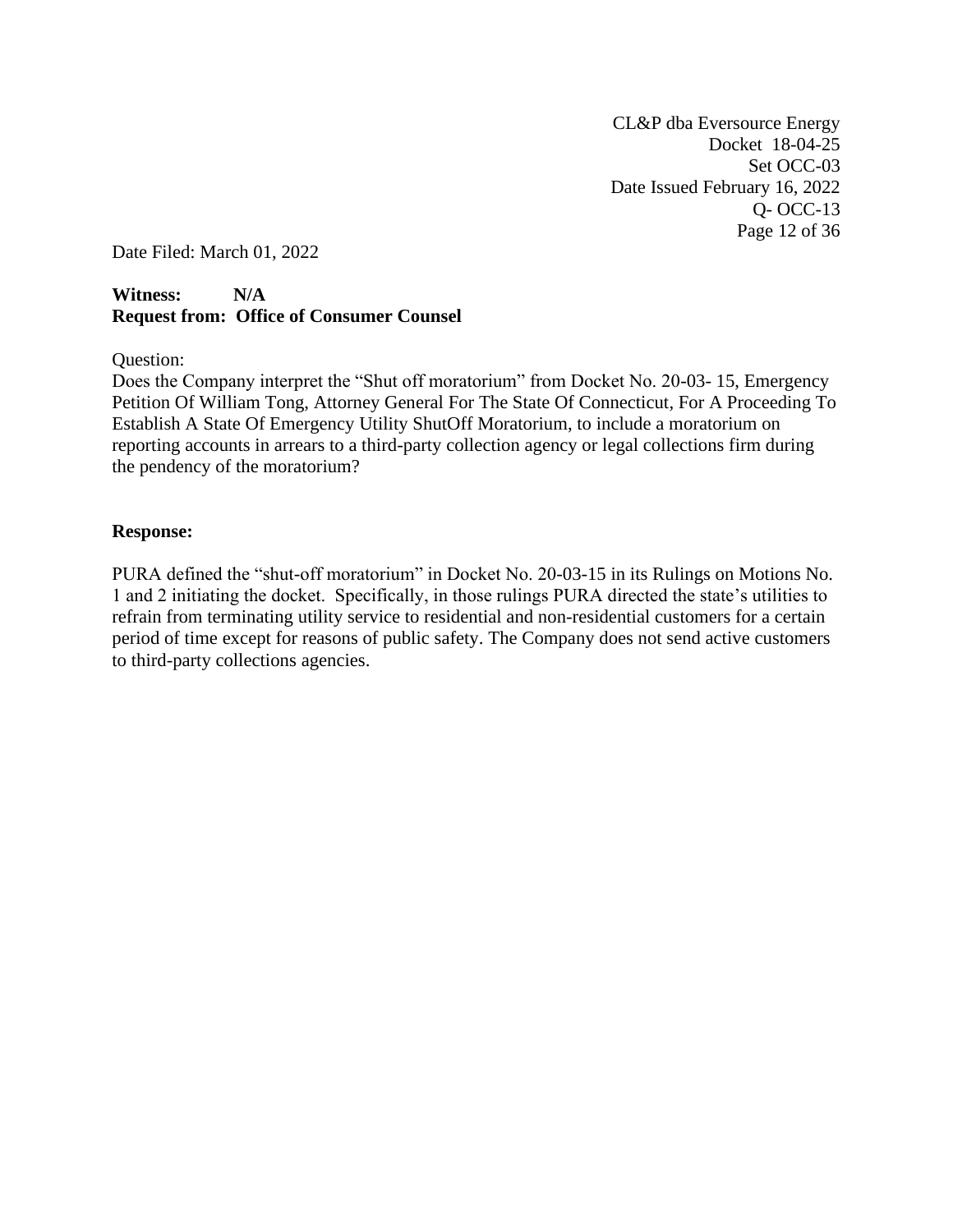CL&P dba Eversource Energy
Docket 18-04-25
Set OCC-03
Date Issued February 16, 2022
Q- OCC-13

Date Filed: March 01, 2022

**Witness: N/A**
**Request from: Office of Consumer Counsel**

Question:
Does the Company interpret the "Shut off moratorium" from Docket No. 20-03- 15, Emergency Petition Of William Tong, Attorney General For The State Of Connecticut, For A Proceeding To Establish A State Of Emergency Utility ShutOff Moratorium, to include a moratorium on reporting accounts in arrears to a third-party collection agency or legal collections firm during the pendency of the moratorium?

**Response:**

PURA defined the "shut-off moratorium" in Docket No. 20-03-15 in its Rulings on Motions No. 1 and 2 initiating the docket. Specifically, in those rulings PURA directed the state's utilities to refrain from terminating utility service to residential and non-residential customers for a certain period of time except for reasons of public safety. The Company does not send active customers to third-party collections agencies.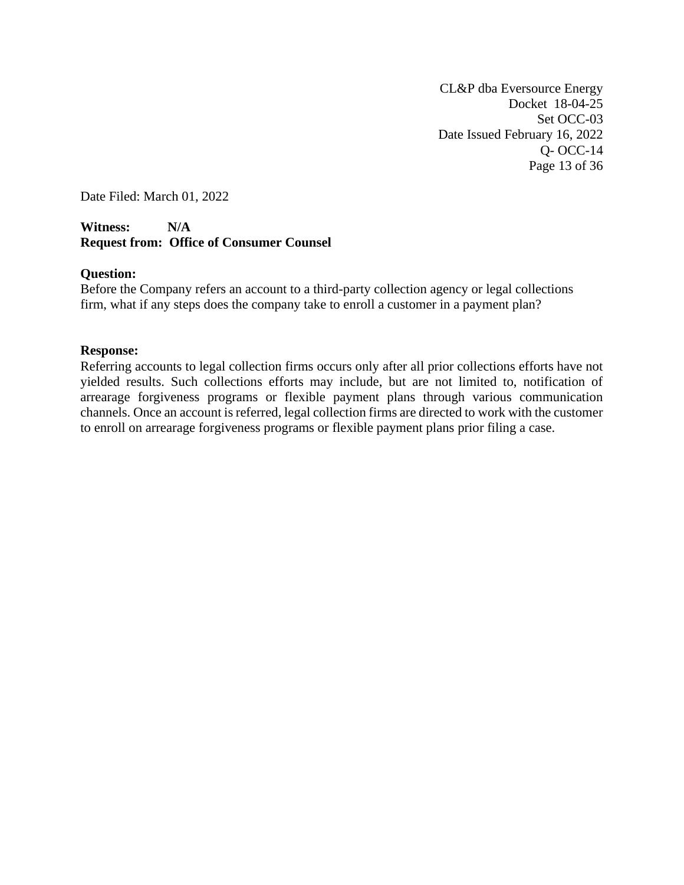CL&P dba Eversource Energy
Docket 18-04-25
Set OCC-03
Date Issued February 16, 2022
Q- OCC-14

Date Filed: March 01, 2022

**Witness:** **N/A**
**Request from: Office of Consumer Counsel**

**Question:**
Before the Company refers an account to a third-party collection agency or legal collections firm, what if any steps does the company take to enroll a customer in a payment plan?

**Response:**
Referring accounts to legal collection firms occurs only after all prior collections efforts have not yielded results. Such collections efforts may include, but are not limited to, notification of arrearage forgiveness programs or flexible payment plans through various communication channels. Once an account is referred, legal collection firms are directed to work with the customer to enroll on arrearage forgiveness programs or flexible payment plans prior filing a case.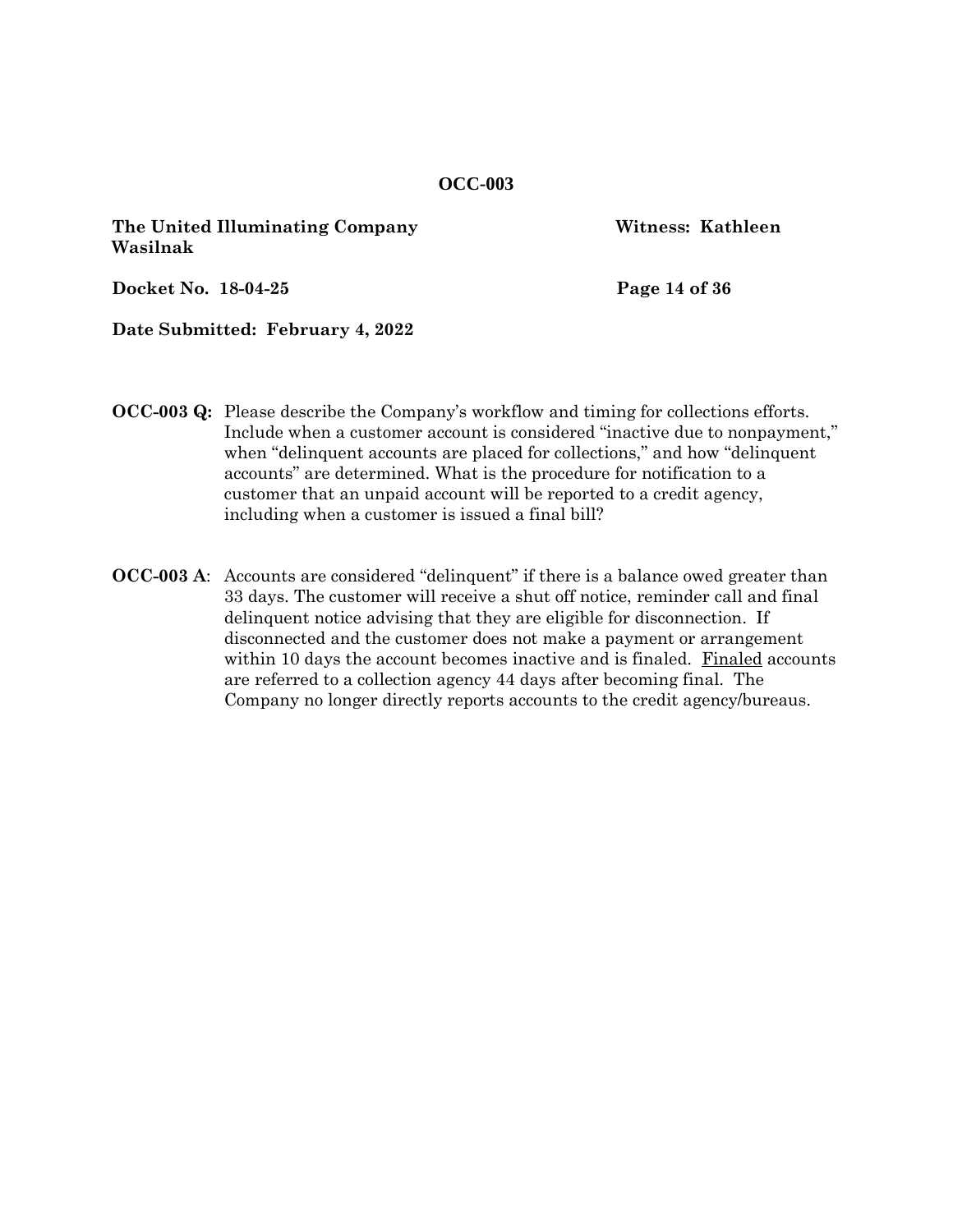**OCC-003**

**The United Illuminating Company** **Witness: Kathleen Wasilnak**

**Docket No. 18-04-25**

**Date Submitted: February 4, 2022**

**OCC-003 Q:** Please describe the Company's workflow and timing for collections efforts. Include when a customer account is considered "inactive due to nonpayment," when "delinquent accounts are placed for collections," and how "delinquent accounts" are determined. What is the procedure for notification to a customer that an unpaid account will be reported to a credit agency, including when a customer is issued a final bill?

**OCC-003 A**: Accounts are considered "delinquent" if there is a balance owed greater than 33 days. The customer will receive a shut off notice, reminder call and final delinquent notice advising that they are eligible for disconnection. If disconnected and the customer does not make a payment or arrangement within 10 days the account becomes inactive and is finaled. <u>Finaled</u> accounts are referred to a collection agency 44 days after becoming final. The Company no longer directly reports accounts to the credit agency/bureaus.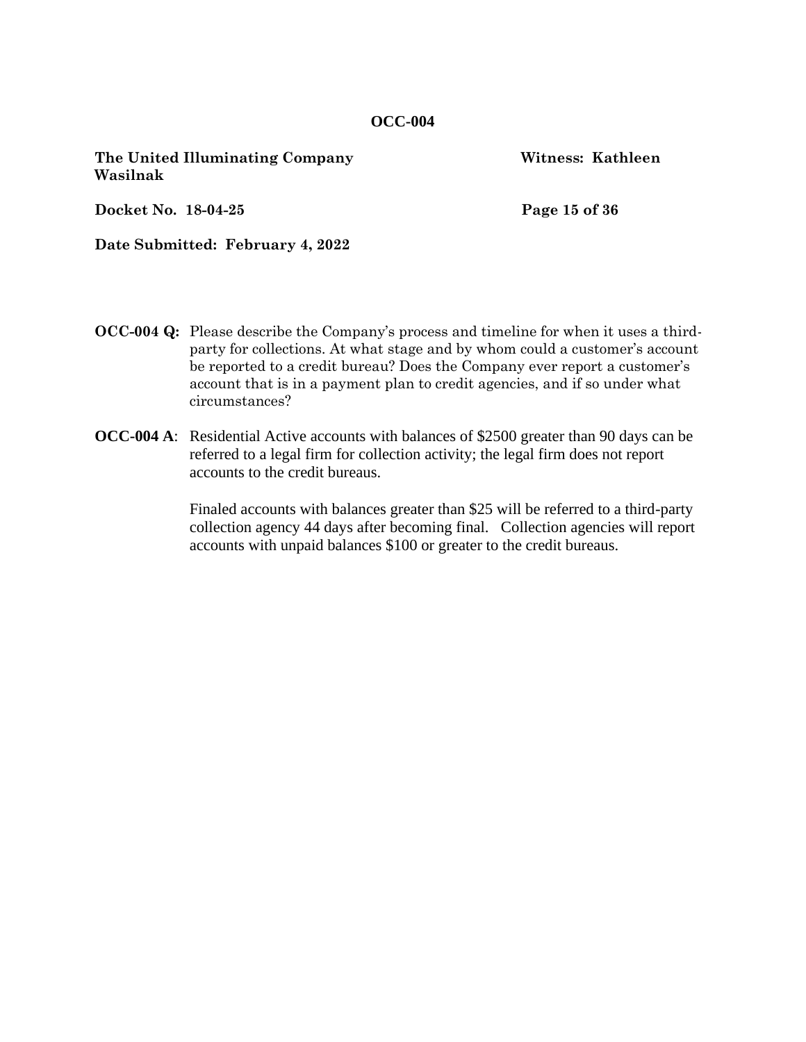**OCC-004**

**The United Illuminating Company** **Witness: Kathleen Wasilnak**

**Docket No. 18-04-25**

**Date Submitted: February 4, 2022**

**OCC-004 Q:** Please describe the Company's process and timeline for when it uses a third-party for collections. At what stage and by whom could a customer's account be reported to a credit bureau? Does the Company ever report a customer's account that is in a payment plan to credit agencies, and if so under what circumstances?

**OCC-004 A**: Residential Active accounts with balances of $2500 greater than 90 days can be referred to a legal firm for collection activity; the legal firm does not report accounts to the credit bureaus.

Finaled accounts with balances greater than $25 will be referred to a third-party collection agency 44 days after becoming final. Collection agencies will report accounts with unpaid balances $100 or greater to the credit bureaus.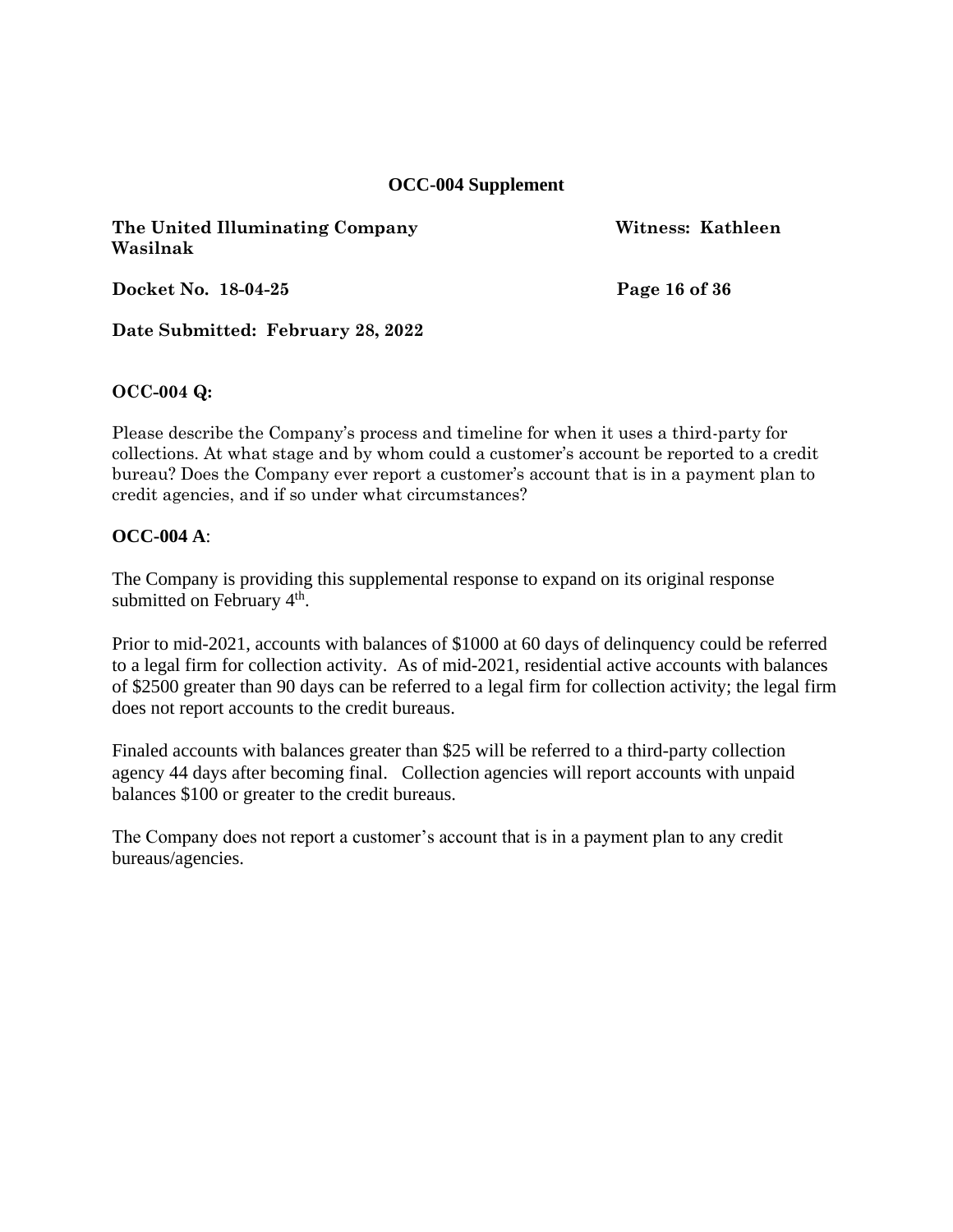**OCC-004 Supplement**

**The United Illuminating Company** **Witness: Kathleen Wasilnak**

**Docket No. 18-04-25**

**Date Submitted: February 28, 2022**

**OCC-004 Q:**

Please describe the Company's process and timeline for when it uses a third-party for collections. At what stage and by whom could a customer's account be reported to a credit bureau? Does the Company ever report a customer's account that is in a payment plan to credit agencies, and if so under what circumstances?

**OCC-004 A**:

The Company is providing this supplemental response to expand on its original response submitted on February 4th.

Prior to mid-2021, accounts with balances of $1000 at 60 days of delinquency could be referred to a legal firm for collection activity. As of mid-2021, residential active accounts with balances of $2500 greater than 90 days can be referred to a legal firm for collection activity; the legal firm does not report accounts to the credit bureaus.

Finaled accounts with balances greater than $25 will be referred to a third-party collection agency 44 days after becoming final. Collection agencies will report accounts with unpaid balances $100 or greater to the credit bureaus.

The Company does not report a customer's account that is in a payment plan to any credit bureaus/agencies.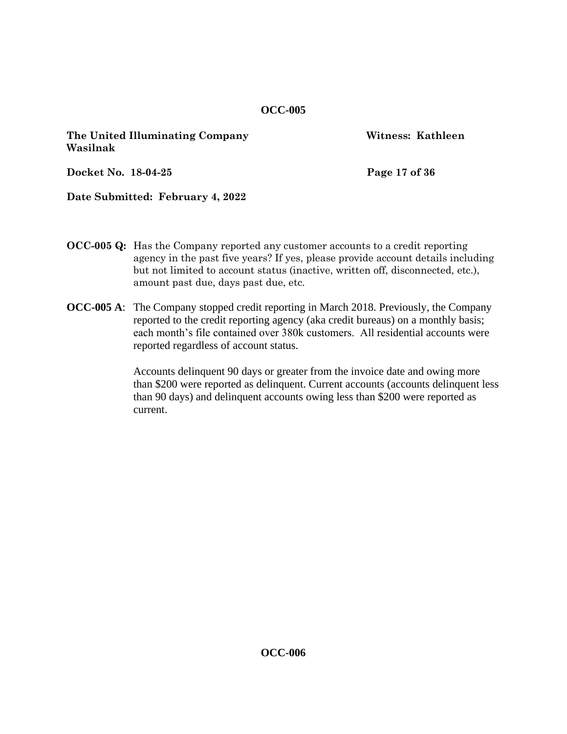**OCC-005**

**The United Illuminating Company** **Witness: Kathleen Wasilnak**

**Docket No. 18-04-25**

**Date Submitted: February 4, 2022**

**OCC-005 Q:** Has the Company reported any customer accounts to a credit reporting agency in the past five years? If yes, please provide account details including but not limited to account status (inactive, written off, disconnected, etc.), amount past due, days past due, etc.

**OCC-005 A**: The Company stopped credit reporting in March 2018. Previously, the Company reported to the credit reporting agency (aka credit bureaus) on a monthly basis; each month's file contained over 380k customers. All residential accounts were reported regardless of account status.

Accounts delinquent 90 days or greater from the invoice date and owing more than $200 were reported as delinquent. Current accounts (accounts delinquent less than 90 days) and delinquent accounts owing less than $200 were reported as current.

**OCC-006**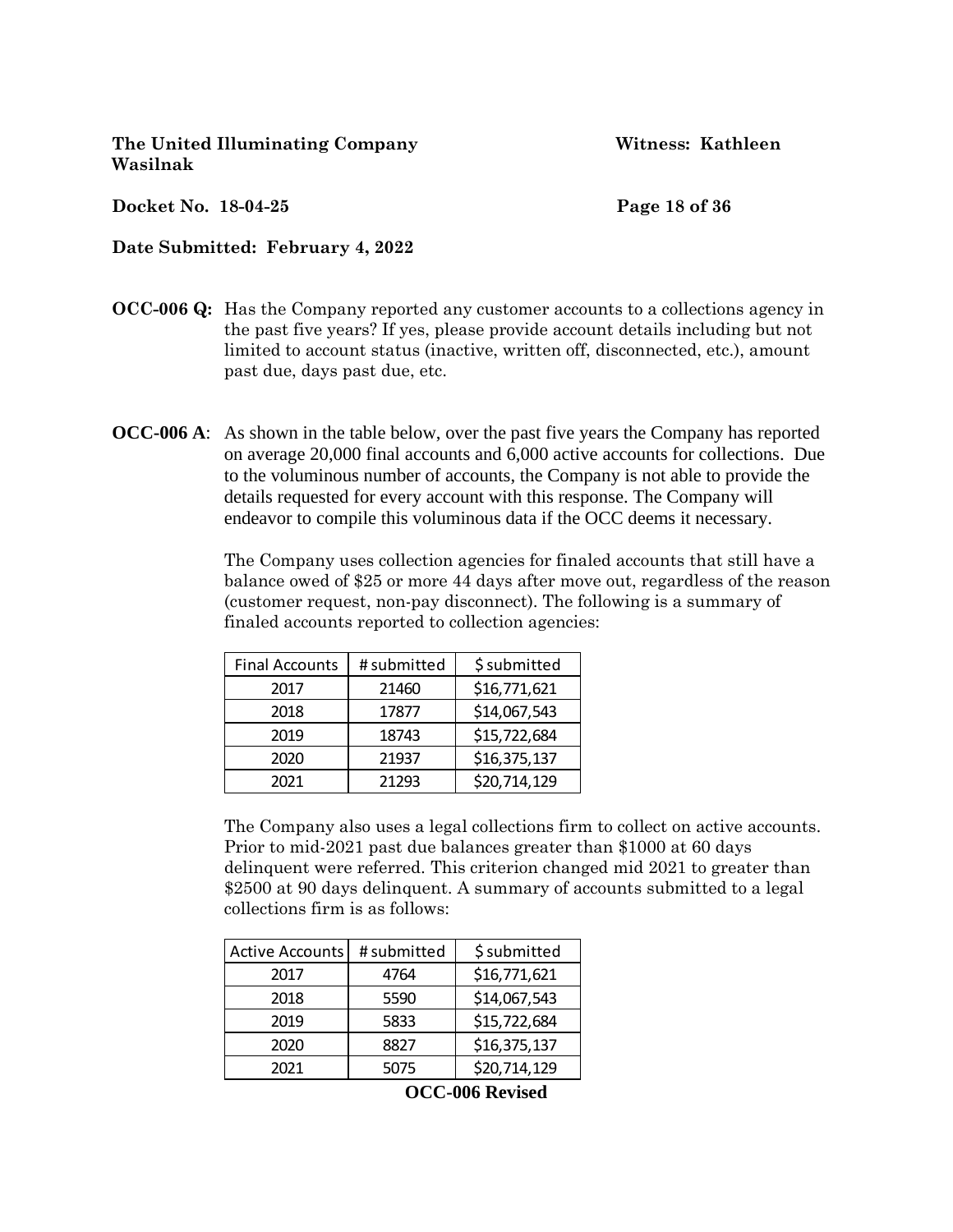**The United Illuminating Company** **Witness: Kathleen Wasilnak**

**Docket No. 18-04-25**

**Date Submitted: February 4, 2022**

**OCC-006 Q:** Has the Company reported any customer accounts to a collections agency in the past five years? If yes, please provide account details including but not limited to account status (inactive, written off, disconnected, etc.), amount past due, days past due, etc.

**OCC-006 A**: As shown in the table below, over the past five years the Company has reported on average 20,000 final accounts and 6,000 active accounts for collections. Due to the voluminous number of accounts, the Company is not able to provide the details requested for every account with this response. The Company will endeavor to compile this voluminous data if the OCC deems it necessary.

The Company uses collection agencies for finaled accounts that still have a balance owed of $25 or more 44 days after move out, regardless of the reason (customer request, non-pay disconnect). The following is a summary of finaled accounts reported to collection agencies:

| Final Accounts | # submitted | $ submitted |
|---|---|---|
| 2017 | 21460 | $16,771,621 |
| 2018 | 17877 | $14,067,543 |
| 2019 | 18743 | $15,722,684 |
| 2020 | 21937 | $16,375,137 |
| 2021 | 21293 | $20,714,129 |

The Company also uses a legal collections firm to collect on active accounts. Prior to mid-2021 past due balances greater than $1000 at 60 days delinquent were referred. This criterion changed mid 2021 to greater than $2500 at 90 days delinquent. A summary of accounts submitted to a legal collections firm is as follows:

| Active Accounts | # submitted | $ submitted |
|---|---|---|
| 2017 | 4764 | $16,771,621 |
| 2018 | 5590 | $14,067,543 |
| 2019 | 5833 | $15,722,684 |
| 2020 | 8827 | $16,375,137 |
| 2021 | 5075 | $20,714,129 |

**OCC-006 Revised**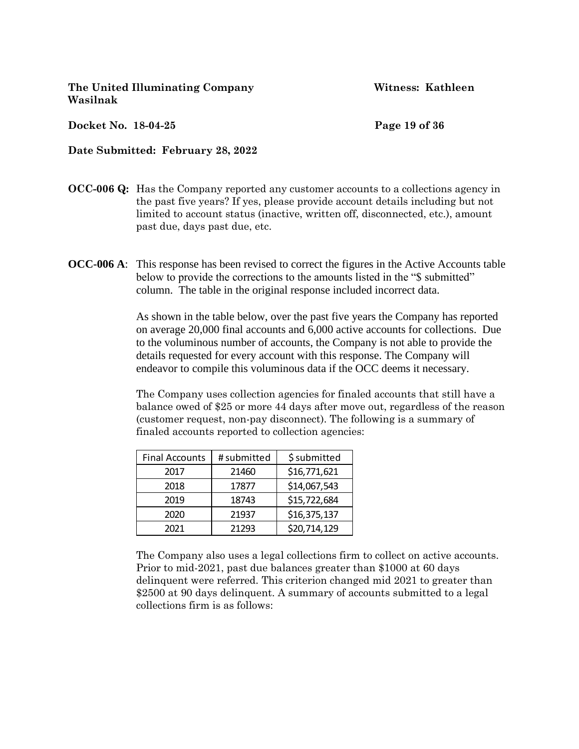**The United Illuminating Company** **Witness: Kathleen Wasilnak**

**Docket No. 18-04-25**

**Date Submitted: February 28, 2022**

**OCC-006 Q:** Has the Company reported any customer accounts to a collections agency in the past five years? If yes, please provide account details including but not limited to account status (inactive, written off, disconnected, etc.), amount past due, days past due, etc.

**OCC-006 A**: This response has been revised to correct the figures in the Active Accounts table below to provide the corrections to the amounts listed in the "$ submitted" column. The table in the original response included incorrect data.

As shown in the table below, over the past five years the Company has reported on average 20,000 final accounts and 6,000 active accounts for collections. Due to the voluminous number of accounts, the Company is not able to provide the details requested for every account with this response. The Company will endeavor to compile this voluminous data if the OCC deems it necessary.

The Company uses collection agencies for finaled accounts that still have a balance owed of $25 or more 44 days after move out, regardless of the reason (customer request, non-pay disconnect). The following is a summary of finaled accounts reported to collection agencies:

| Final Accounts | # submitted | $ submitted |
|---|---|---|
| 2017 | 21460 | $16,771,621 |
| 2018 | 17877 | $14,067,543 |
| 2019 | 18743 | $15,722,684 |
| 2020 | 21937 | $16,375,137 |
| 2021 | 21293 | $20,714,129 |

The Company also uses a legal collections firm to collect on active accounts. Prior to mid-2021, past due balances greater than $1000 at 60 days delinquent were referred. This criterion changed mid 2021 to greater than $2500 at 90 days delinquent. A summary of accounts submitted to a legal collections firm is as follows: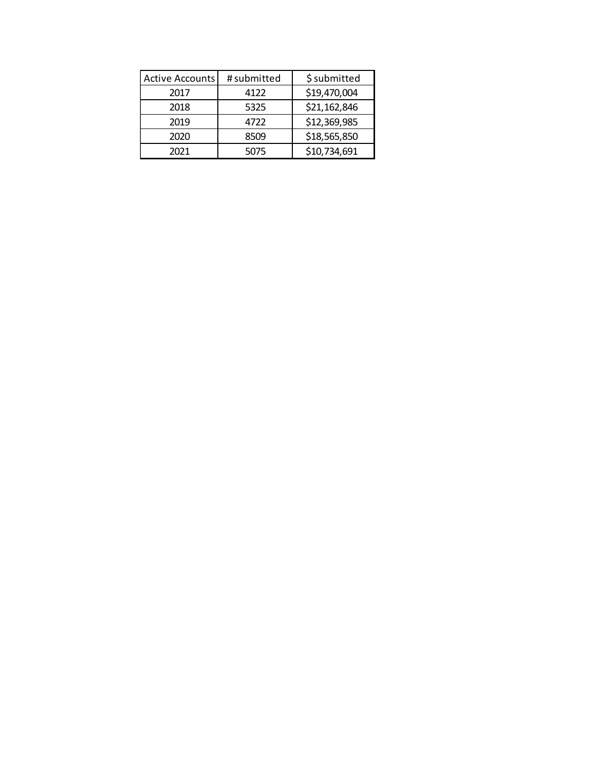| Active Accounts | # submitted | $ submitted |
|---|---|---|
| 2017 | 4122 | $19,470,004 |
| 2018 | 5325 | $21,162,846 |
| 2019 | 4722 | $12,369,985 |
| 2020 | 8509 | $18,565,850 |
| 2021 | 5075 | $10,734,691 |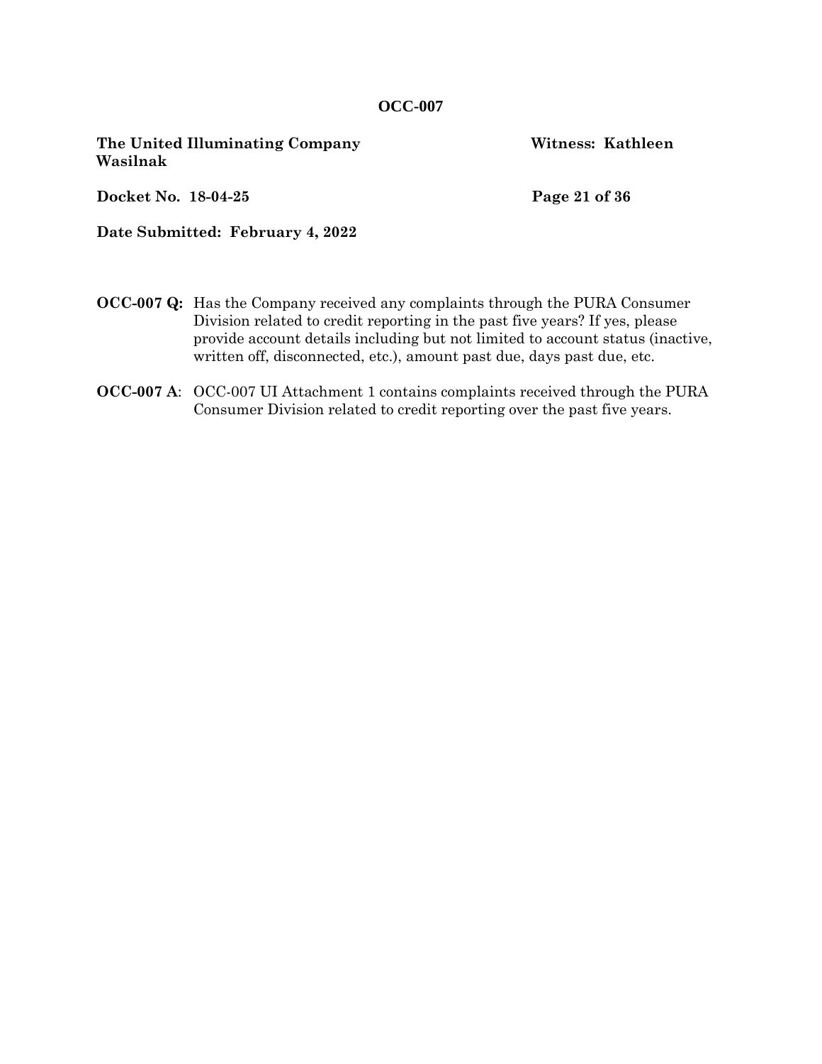**OCC-007**

**The United Illuminating Company** **Witness: Kathleen Wasilnak**

**Docket No. 18-04-25**

**Date Submitted: February 4, 2022**

**OCC-007 Q:** Has the Company received any complaints through the PURA Consumer Division related to credit reporting in the past five years? If yes, please provide account details including but not limited to account status (inactive, written off, disconnected, etc.), amount past due, days past due, etc.

**OCC-007 A**: OCC-007 UI Attachment 1 contains complaints received through the PURA Consumer Division related to credit reporting over the past five years.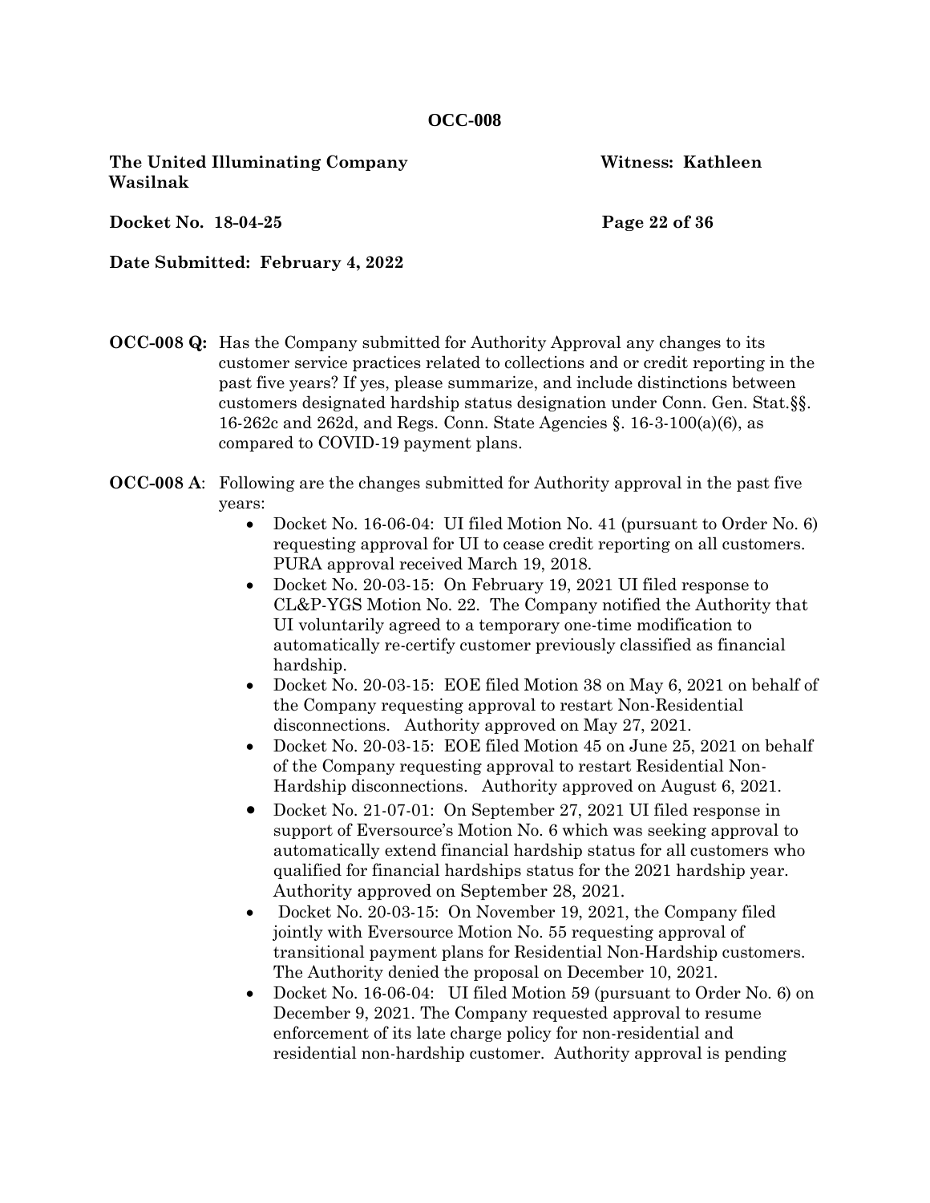**OCC-008**

**The United Illuminating Company** **Witness: Kathleen Wasilnak**

**Docket No. 18-04-25**

**Date Submitted: February 4, 2022**

**OCC-008 Q:** Has the Company submitted for Authority Approval any changes to its customer service practices related to collections and or credit reporting in the past five years? If yes, please summarize, and include distinctions between customers designated hardship status designation under Conn. Gen. Stat.§§. 16-262c and 262d, and Regs. Conn. State Agencies §. 16-3-100(a)(6), as compared to COVID-19 payment plans.

**OCC-008 A**: Following are the changes submitted for Authority approval in the past five years:

- Docket No. 16-06-04: UI filed Motion No. 41 (pursuant to Order No. 6) requesting approval for UI to cease credit reporting on all customers. PURA approval received March 19, 2018.
- Docket No. 20-03-15: On February 19, 2021 UI filed response to CL&P-YGS Motion No. 22. The Company notified the Authority that UI voluntarily agreed to a temporary one-time modification to automatically re-certify customer previously classified as financial hardship.
- Docket No. 20-03-15: EOE filed Motion 38 on May 6, 2021 on behalf of the Company requesting approval to restart Non-Residential disconnections. Authority approved on May 27, 2021.
- Docket No. 20-03-15: EOE filed Motion 45 on June 25, 2021 on behalf of the Company requesting approval to restart Residential Non-Hardship disconnections. Authority approved on August 6, 2021.
- Docket No. 21-07-01: On September 27, 2021 UI filed response in support of Eversource's Motion No. 6 which was seeking approval to automatically extend financial hardship status for all customers who qualified for financial hardships status for the 2021 hardship year. Authority approved on September 28, 2021.
- Docket No. 20-03-15: On November 19, 2021, the Company filed jointly with Eversource Motion No. 55 requesting approval of transitional payment plans for Residential Non-Hardship customers. The Authority denied the proposal on December 10, 2021.
- Docket No. 16-06-04: UI filed Motion 59 (pursuant to Order No. 6) on December 9, 2021. The Company requested approval to resume enforcement of its late charge policy for non-residential and residential non-hardship customer. Authority approval is pending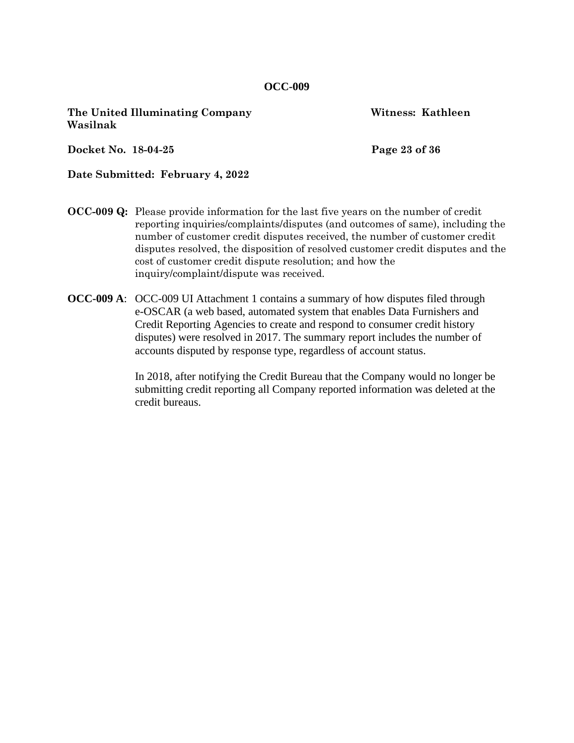**OCC-009**

**The United Illuminating Company** **Witness: Kathleen Wasilnak**

**Docket No. 18-04-25**

**Date Submitted: February 4, 2022**

**OCC-009 Q:** Please provide information for the last five years on the number of credit reporting inquiries/complaints/disputes (and outcomes of same), including the number of customer credit disputes received, the number of customer credit disputes resolved, the disposition of resolved customer credit disputes and the cost of customer credit dispute resolution; and how the inquiry/complaint/dispute was received.

**OCC-009 A**: OCC-009 UI Attachment 1 contains a summary of how disputes filed through e-OSCAR (a web based, automated system that enables Data Furnishers and Credit Reporting Agencies to create and respond to consumer credit history disputes) were resolved in 2017. The summary report includes the number of accounts disputed by response type, regardless of account status.

In 2018, after notifying the Credit Bureau that the Company would no longer be submitting credit reporting all Company reported information was deleted at the credit bureaus.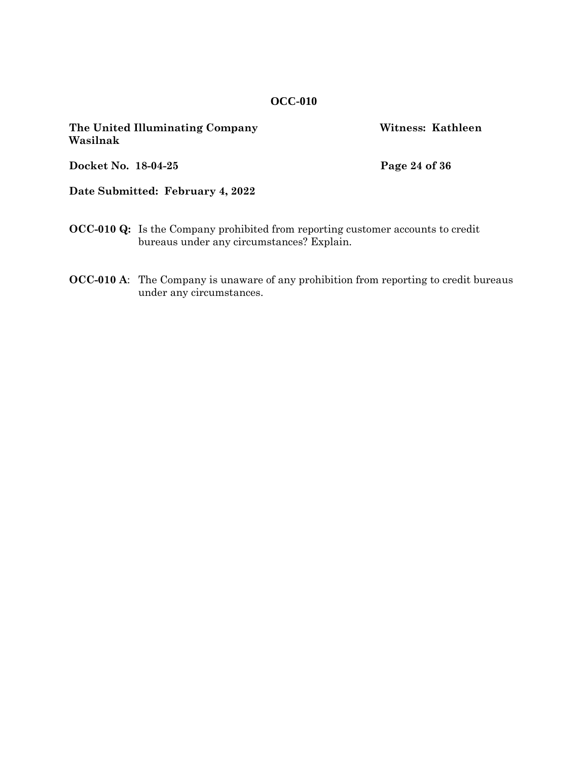**OCC-010**

**The United Illuminating Company** **Witness: Kathleen Wasilnak**

**Docket No. 18-04-25**

**Date Submitted: February 4, 2022**

**OCC-010 Q:** Is the Company prohibited from reporting customer accounts to credit bureaus under any circumstances? Explain.

**OCC-010 A**: The Company is unaware of any prohibition from reporting to credit bureaus under any circumstances.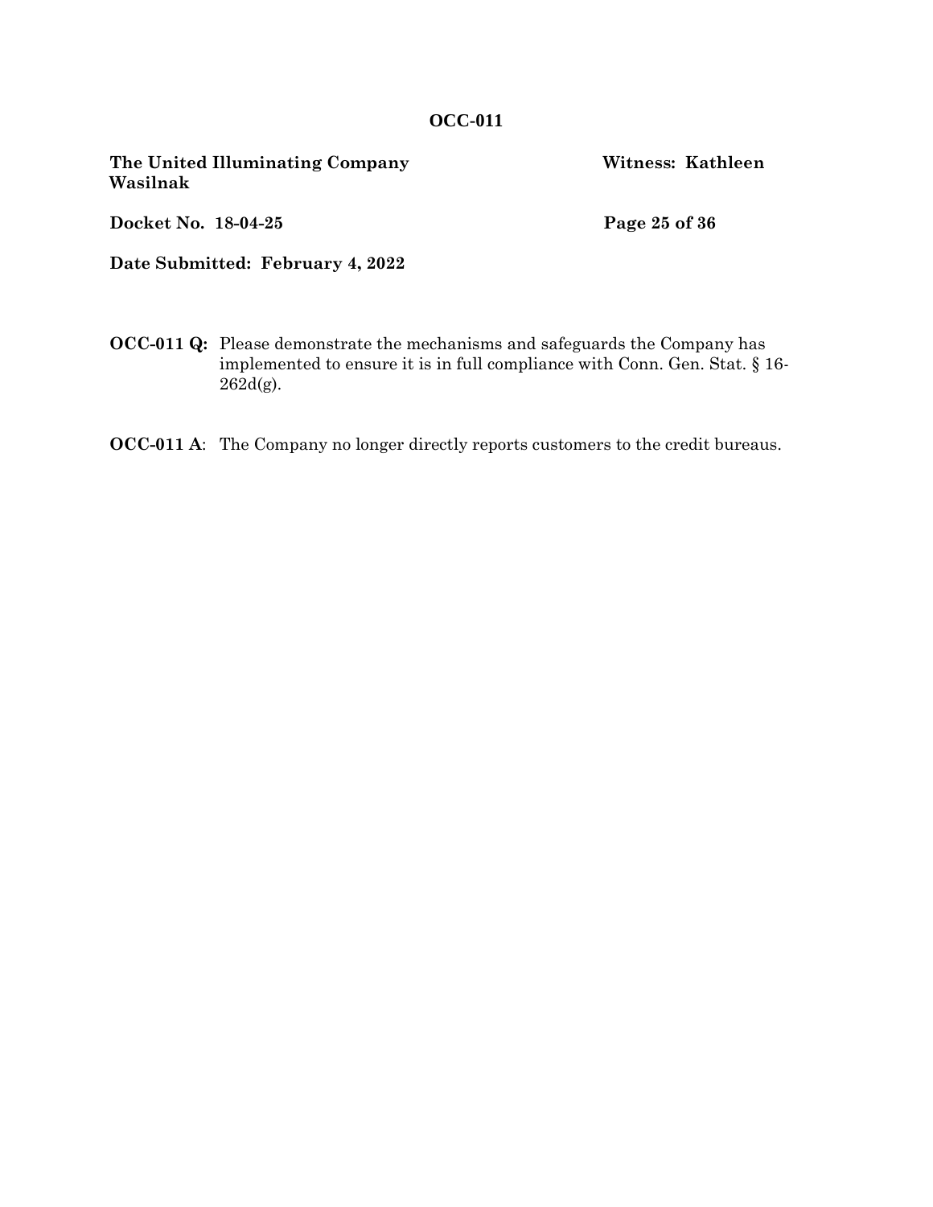**OCC-011**

**The United Illuminating Company** **Witness: Kathleen Wasilnak**

**Docket No. 18-04-25**

**Date Submitted: February 4, 2022**

**OCC-011 Q:** Please demonstrate the mechanisms and safeguards the Company has implemented to ensure it is in full compliance with Conn. Gen. Stat. § 16-262d(g).

**OCC-011 A**: The Company no longer directly reports customers to the credit bureaus.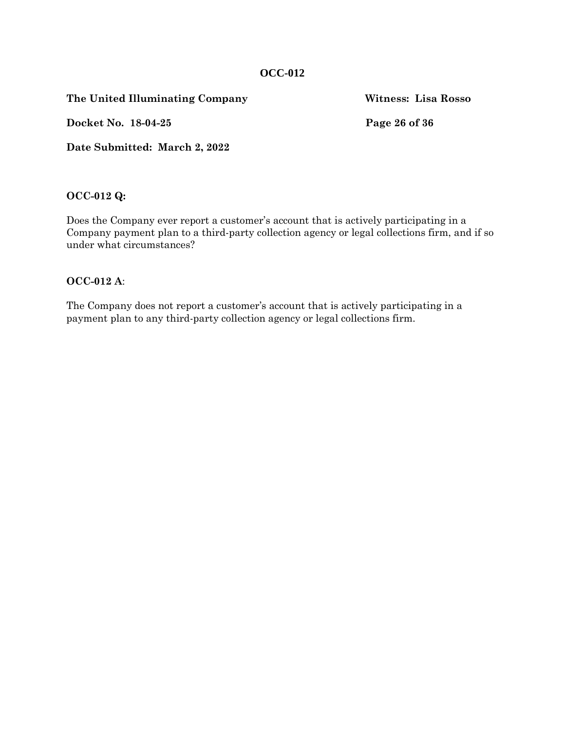**OCC-012**

**The United Illuminating Company** **Witness: Lisa Rosso**

**Docket No. 18-04-25** **Page 26 of 36**

**Date Submitted: March 2, 2022**

**OCC-012 Q:**

Does the Company ever report a customer's account that is actively participating in a Company payment plan to a third-party collection agency or legal collections firm, and if so under what circumstances?

**OCC-012 A**:

The Company does not report a customer's account that is actively participating in a payment plan to any third-party collection agency or legal collections firm.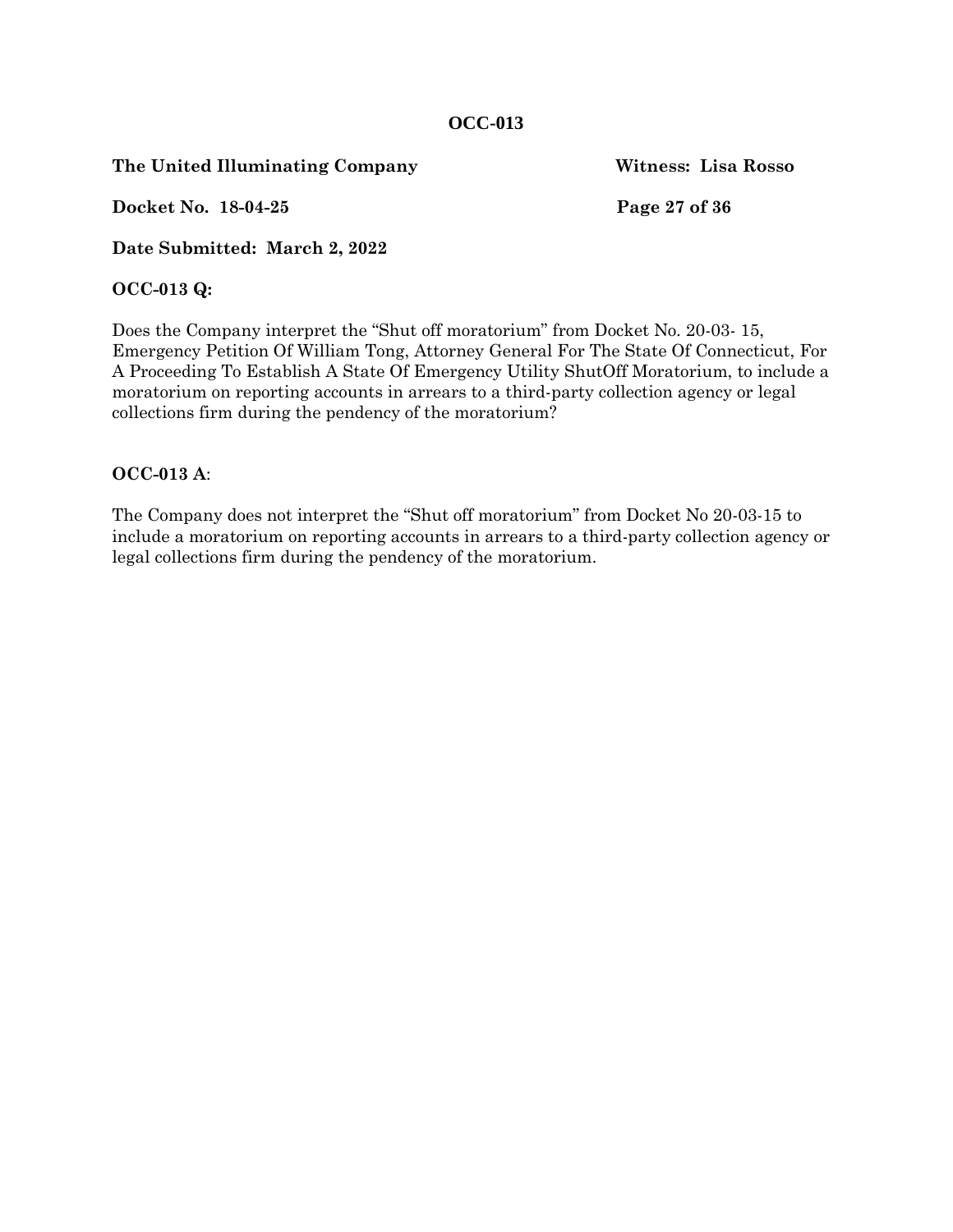**OCC-013**

**The United Illuminating Company** **Witness: Lisa Rosso**

**Docket No. 18-04-25**

**Date Submitted: March 2, 2022**

**OCC-013 Q:**

Does the Company interpret the "Shut off moratorium" from Docket No. 20-03- 15, Emergency Petition Of William Tong, Attorney General For The State Of Connecticut, For A Proceeding To Establish A State Of Emergency Utility ShutOff Moratorium, to include a moratorium on reporting accounts in arrears to a third-party collection agency or legal collections firm during the pendency of the moratorium?

**OCC-013 A**:

The Company does not interpret the "Shut off moratorium" from Docket No 20-03-15 to include a moratorium on reporting accounts in arrears to a third-party collection agency or legal collections firm during the pendency of the moratorium.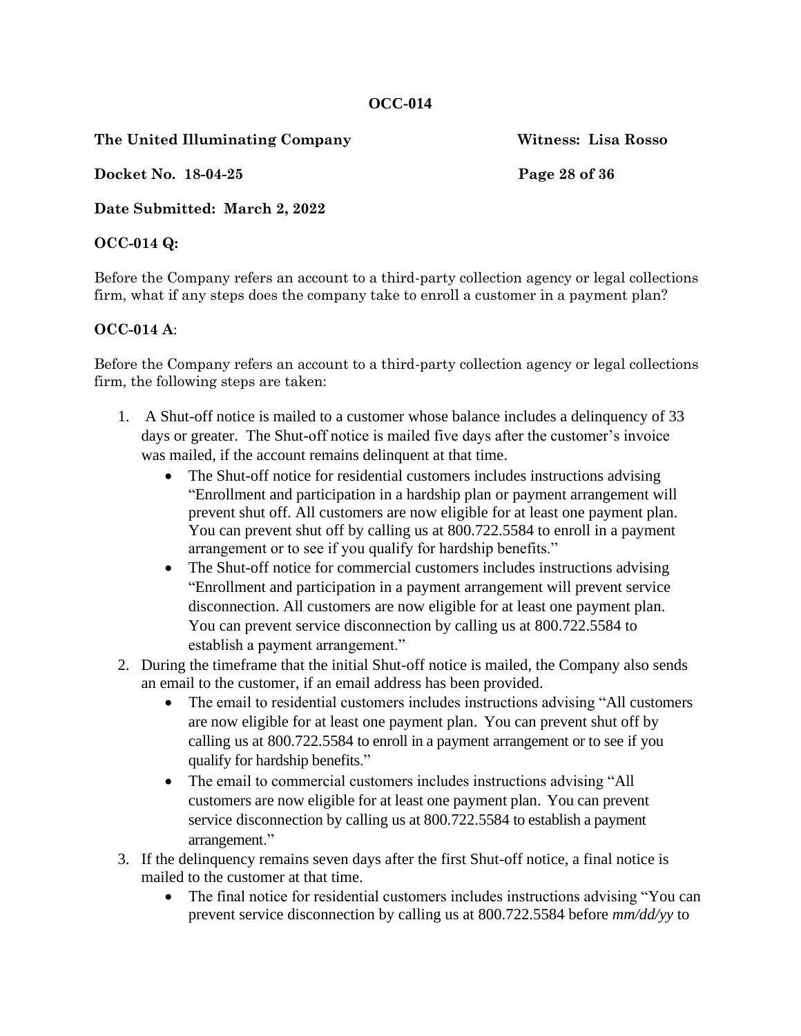**OCC-014**

**The United Illuminating Company** **Witness: Lisa Rosso**

**Docket No. 18-04-25**

**Date Submitted: March 2, 2022**

**OCC-014 Q:**

Before the Company refers an account to a third-party collection agency or legal collections firm, what if any steps does the company take to enroll a customer in a payment plan?

**OCC-014 A**:

Before the Company refers an account to a third-party collection agency or legal collections firm, the following steps are taken:

1. A Shut-off notice is mailed to a customer whose balance includes a delinquency of 33 days or greater. The Shut-off notice is mailed five days after the customer's invoice was mailed, if the account remains delinquent at that time.
   - The Shut-off notice for residential customers includes instructions advising "Enrollment and participation in a hardship plan or payment arrangement will prevent shut off. All customers are now eligible for at least one payment plan. You can prevent shut off by calling us at 800.722.5584 to enroll in a payment arrangement or to see if you qualify for hardship benefits."
   - The Shut-off notice for commercial customers includes instructions advising "Enrollment and participation in a payment arrangement will prevent service disconnection. All customers are now eligible for at least one payment plan. You can prevent service disconnection by calling us at 800.722.5584 to establish a payment arrangement."
2. During the timeframe that the initial Shut-off notice is mailed, the Company also sends an email to the customer, if an email address has been provided.
   - The email to residential customers includes instructions advising "All customers are now eligible for at least one payment plan. You can prevent shut off by calling us at 800.722.5584 to enroll in a payment arrangement or to see if you qualify for hardship benefits."
   - The email to commercial customers includes instructions advising "All customers are now eligible for at least one payment plan. You can prevent service disconnection by calling us at 800.722.5584 to establish a payment arrangement."
3. If the delinquency remains seven days after the first Shut-off notice, a final notice is mailed to the customer at that time.
   - The final notice for residential customers includes instructions advising "You can prevent service disconnection by calling us at 800.722.5584 before *mm/dd/yy* to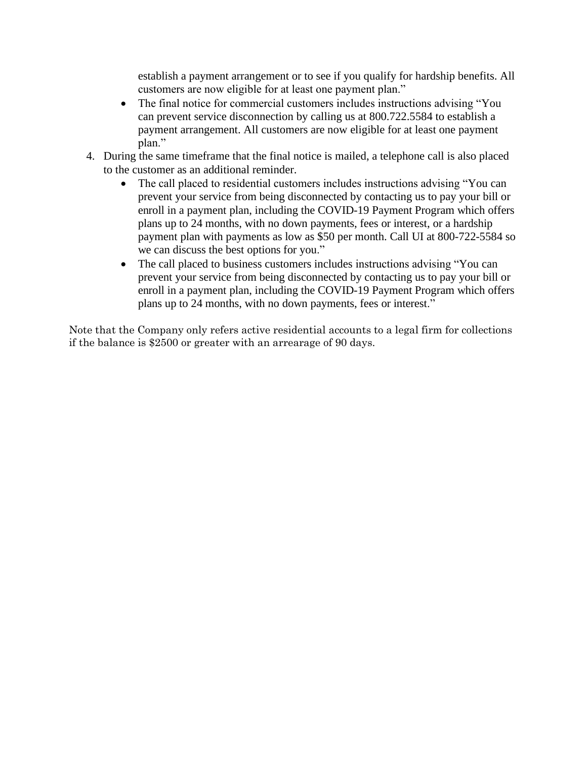establish a payment arrangement or to see if you qualify for hardship benefits. All customers are now eligible for at least one payment plan."

- The final notice for commercial customers includes instructions advising "You can prevent service disconnection by calling us at 800.722.5584 to establish a payment arrangement. All customers are now eligible for at least one payment plan."

4. During the same timeframe that the final notice is mailed, a telephone call is also placed to the customer as an additional reminder.
   - The call placed to residential customers includes instructions advising "You can prevent your service from being disconnected by contacting us to pay your bill or enroll in a payment plan, including the COVID-19 Payment Program which offers plans up to 24 months, with no down payments, fees or interest, or a hardship payment plan with payments as low as $50 per month. Call UI at 800-722-5584 so we can discuss the best options for you."
   - The call placed to business customers includes instructions advising "You can prevent your service from being disconnected by contacting us to pay your bill or enroll in a payment plan, including the COVID-19 Payment Program which offers plans up to 24 months, with no down payments, fees or interest."

Note that the Company only refers active residential accounts to a legal firm for collections if the balance is $2500 or greater with an arrearage of 90 days.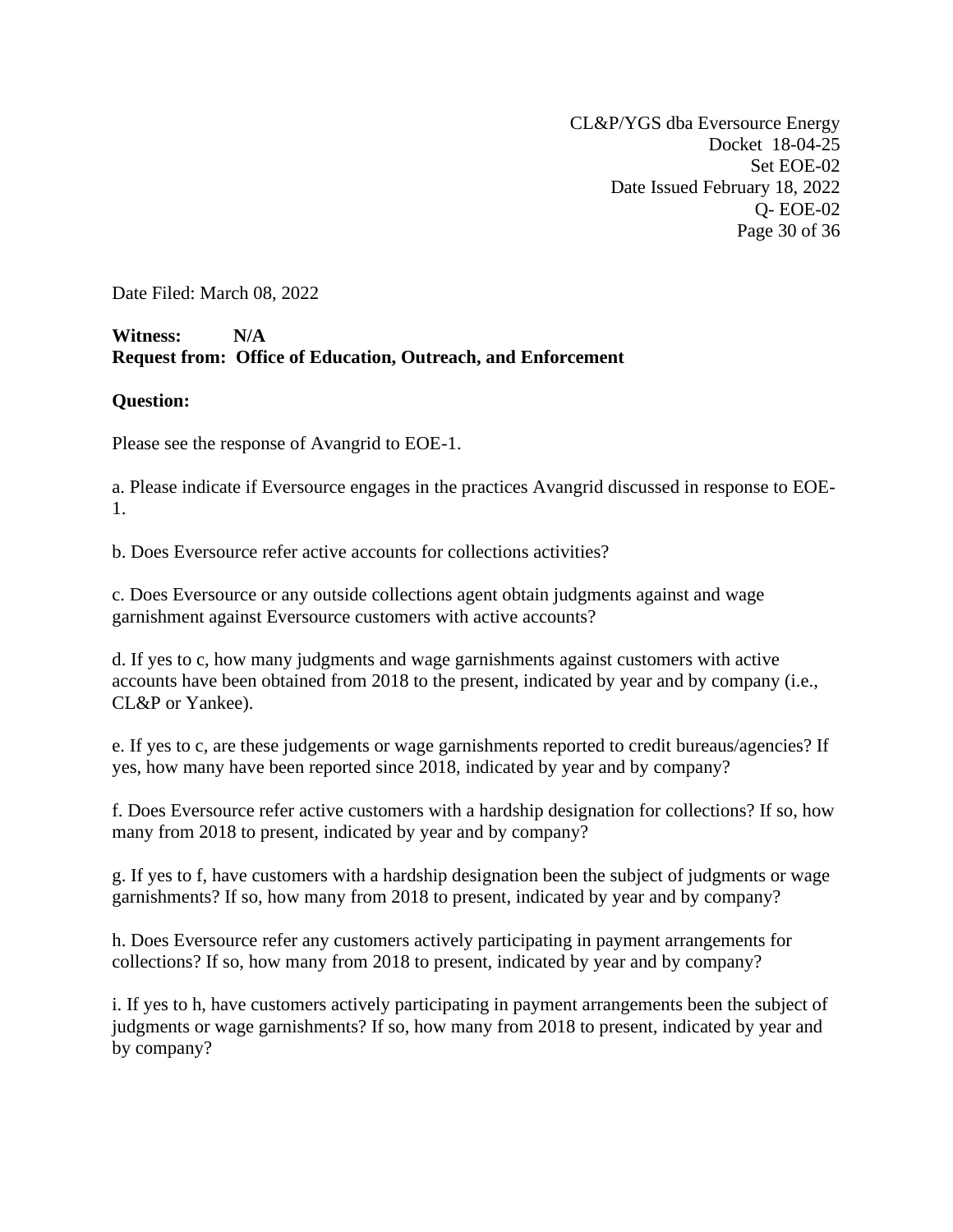CL&P/YGS dba Eversource Energy
Docket 18-04-25
Set EOE-02
Date Issued February 18, 2022
Q- EOE-02

Date Filed: March 08, 2022

**Witness: N/A**
**Request from: Office of Education, Outreach, and Enforcement**

**Question:**

Please see the response of Avangrid to EOE-1.

a. Please indicate if Eversource engages in the practices Avangrid discussed in response to EOE-1.

b. Does Eversource refer active accounts for collections activities?

c. Does Eversource or any outside collections agent obtain judgments against and wage garnishment against Eversource customers with active accounts?

d. If yes to c, how many judgments and wage garnishments against customers with active accounts have been obtained from 2018 to the present, indicated by year and by company (i.e., CL&P or Yankee).

e. If yes to c, are these judgements or wage garnishments reported to credit bureaus/agencies? If yes, how many have been reported since 2018, indicated by year and by company?

f. Does Eversource refer active customers with a hardship designation for collections? If so, how many from 2018 to present, indicated by year and by company?

g. If yes to f, have customers with a hardship designation been the subject of judgments or wage garnishments? If so, how many from 2018 to present, indicated by year and by company?

h. Does Eversource refer any customers actively participating in payment arrangements for collections? If so, how many from 2018 to present, indicated by year and by company?

i. If yes to h, have customers actively participating in payment arrangements been the subject of judgments or wage garnishments? If so, how many from 2018 to present, indicated by year and by company?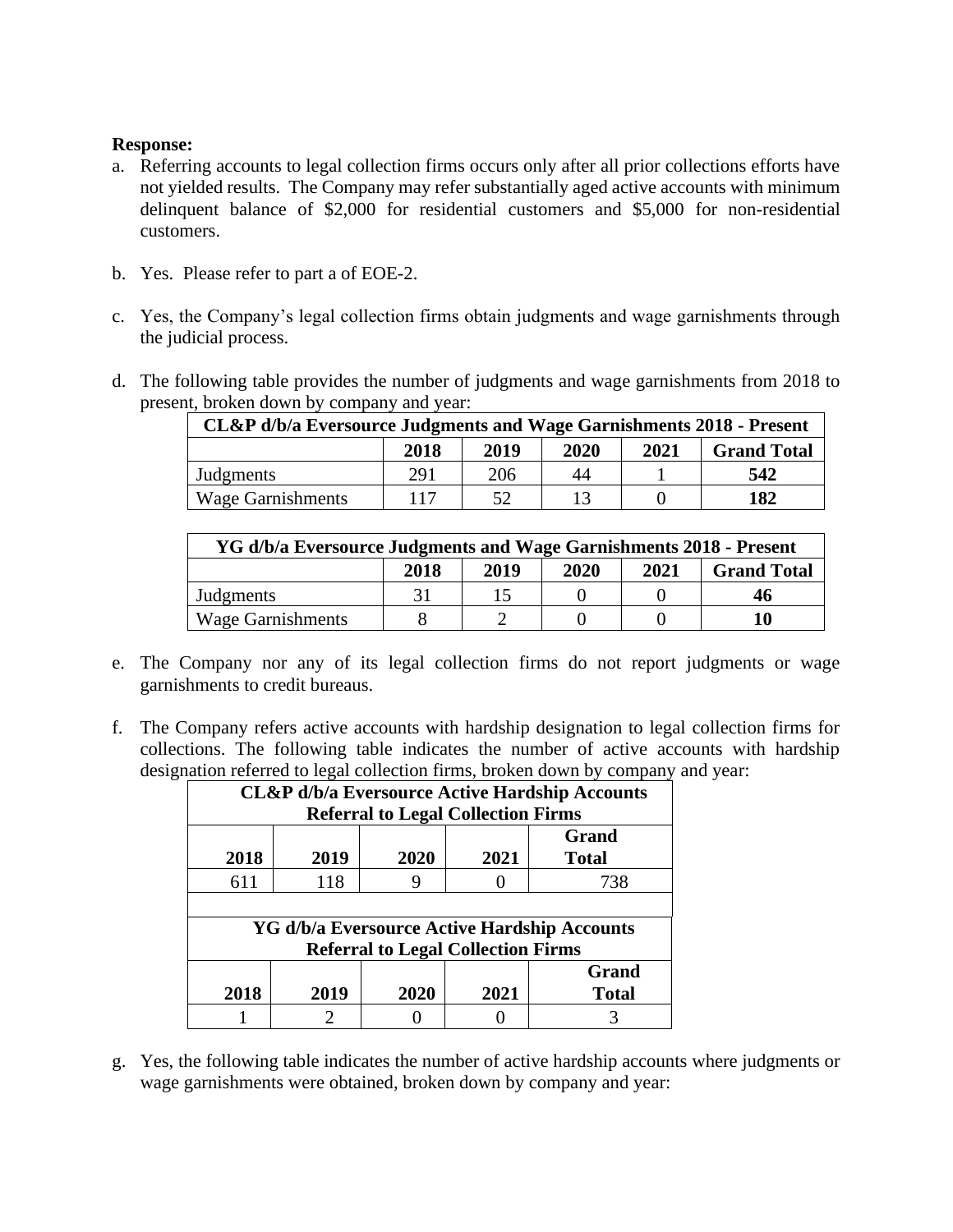**Response:**

a. Referring accounts to legal collection firms occurs only after all prior collections efforts have not yielded results. The Company may refer substantially aged active accounts with minimum delinquent balance of $2,000 for residential customers and $5,000 for non-residential customers.

b. Yes. Please refer to part a of EOE-2.

c. Yes, the Company's legal collection firms obtain judgments and wage garnishments through the judicial process.

d. The following table provides the number of judgments and wage garnishments from 2018 to present, broken down by company and year:

| **CL&P d/b/a Eversource Judgments and Wage Garnishments 2018 - Present** | | | | | |
|---|---|---|---|---|---|
| | **2018** | **2019** | **2020** | **2021** | **Grand Total** |
| Judgments | 291 | 206 | 44 | 1 | **542** |
| Wage Garnishments | 117 | 52 | 13 | 0 | **182** |

| **YG d/b/a Eversource Judgments and Wage Garnishments 2018 - Present** | | | | | |
|---|---|---|---|---|---|
| | **2018** | **2019** | **2020** | **2021** | **Grand Total** |
| Judgments | 31 | 15 | 0 | 0 | **46** |
| Wage Garnishments | 8 | 2 | 0 | 0 | **10** |

e. The Company nor any of its legal collection firms do not report judgments or wage garnishments to credit bureaus.

f. The Company refers active accounts with hardship designation to legal collection firms for collections. The following table indicates the number of active accounts with hardship designation referred to legal collection firms, broken down by company and year:

| **CL&P d/b/a Eversource Active Hardship Accounts Referral to Legal Collection Firms** | | | | |
|---|---|---|---|---|
| **2018** | **2019** | **2020** | **2021** | **Grand Total** |
| 611 | 118 | 9 | 0 | 738 |

| **YG d/b/a Eversource Active Hardship Accounts Referral to Legal Collection Firms** | | | | |
|---|---|---|---|---|
| **2018** | **2019** | **2020** | **2021** | **Grand Total** |
| 1 | 2 | 0 | 0 | 3 |

g. Yes, the following table indicates the number of active hardship accounts where judgments or wage garnishments were obtained, broken down by company and year: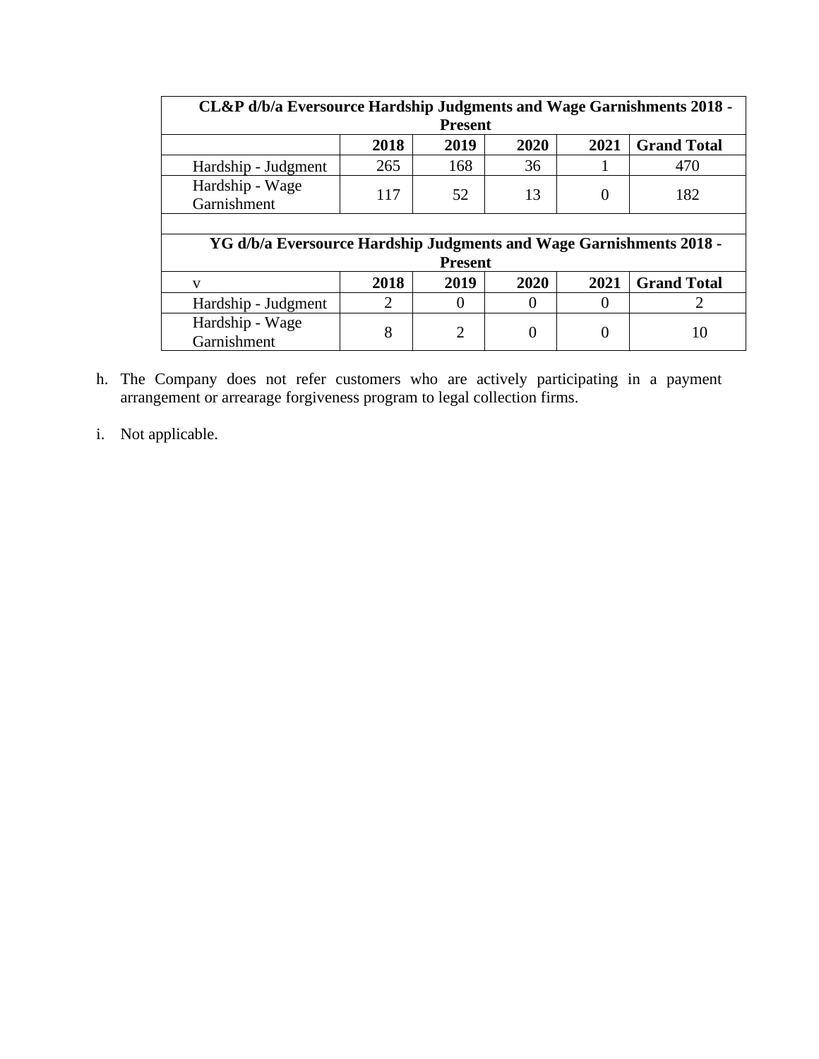| CL&P d/b/a Eversource Hardship Judgments and Wage Garnishments 2018 - Present | | | | | |
|---|---|---|---|---|---|
| | **2018** | **2019** | **2020** | **2021** | **Grand Total** |
| Hardship - Judgment | 265 | 168 | 36 | 1 | 470 |
| Hardship - Wage Garnishment | 117 | 52 | 13 | 0 | 182 |
| | | | | | |
| **YG d/b/a Eversource Hardship Judgments and Wage Garnishments 2018 - Present** | | | | | |
| v | **2018** | **2019** | **2020** | **2021** | **Grand Total** |
| Hardship - Judgment | 2 | 0 | 0 | 0 | 2 |
| Hardship - Wage Garnishment | 8 | 2 | 0 | 0 | 10 |

h. The Company does not refer customers who are actively participating in a payment arrangement or arrearage forgiveness program to legal collection firms.

i. Not applicable.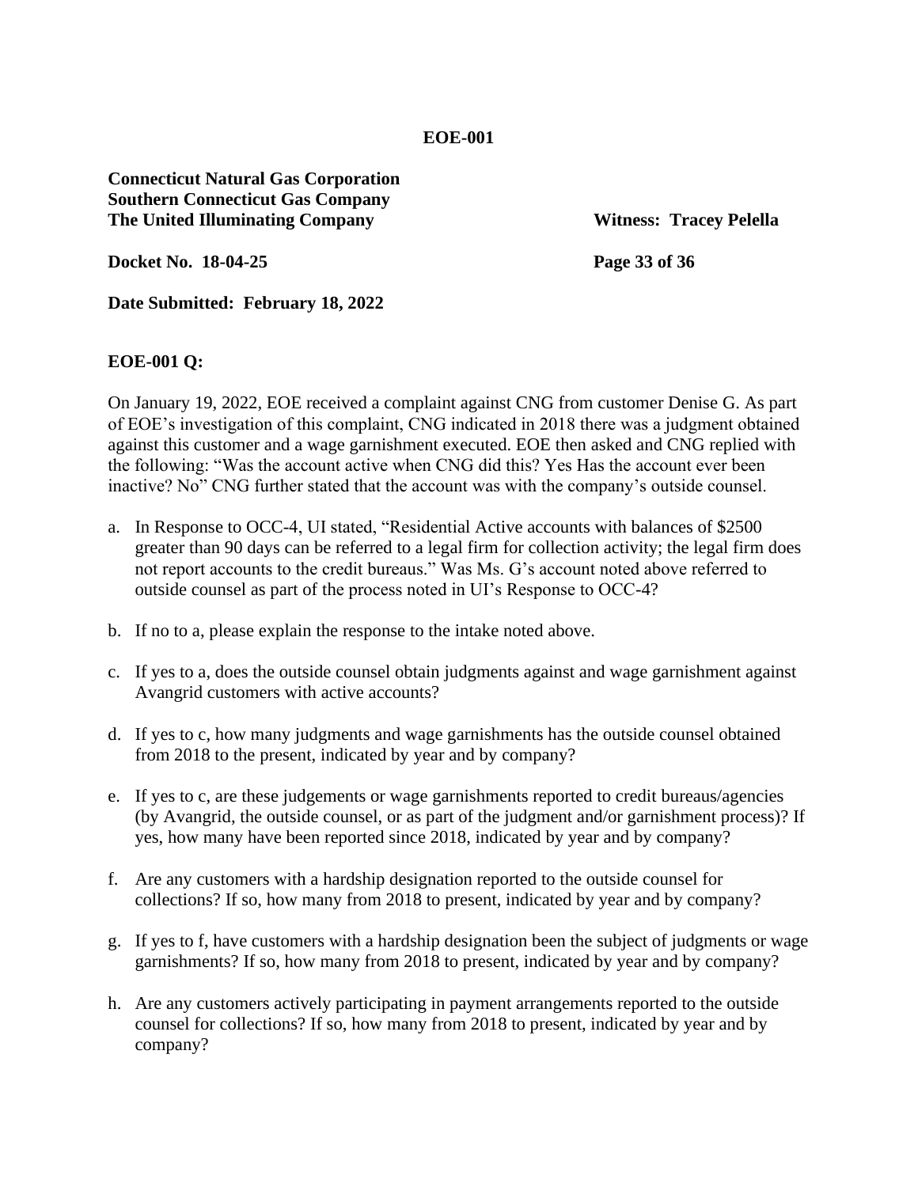**EOE-001**

**Connecticut Natural Gas Corporation**
**Southern Connecticut Gas Company**
**The United Illuminating Company** **Witness: Tracey Pelella**

**Docket No. 18-04-25**

**Date Submitted: February 18, 2022**

**EOE-001 Q:**

On January 19, 2022, EOE received a complaint against CNG from customer Denise G. As part of EOE's investigation of this complaint, CNG indicated in 2018 there was a judgment obtained against this customer and a wage garnishment executed. EOE then asked and CNG replied with the following: "Was the account active when CNG did this? Yes Has the account ever been inactive? No" CNG further stated that the account was with the company's outside counsel.

a. In Response to OCC-4, UI stated, "Residential Active accounts with balances of $2500 greater than 90 days can be referred to a legal firm for collection activity; the legal firm does not report accounts to the credit bureaus." Was Ms. G's account noted above referred to outside counsel as part of the process noted in UI's Response to OCC-4?

b. If no to a, please explain the response to the intake noted above.

c. If yes to a, does the outside counsel obtain judgments against and wage garnishment against Avangrid customers with active accounts?

d. If yes to c, how many judgments and wage garnishments has the outside counsel obtained from 2018 to the present, indicated by year and by company?

e. If yes to c, are these judgements or wage garnishments reported to credit bureaus/agencies (by Avangrid, the outside counsel, or as part of the judgment and/or garnishment process)? If yes, how many have been reported since 2018, indicated by year and by company?

f. Are any customers with a hardship designation reported to the outside counsel for collections? If so, how many from 2018 to present, indicated by year and by company?

g. If yes to f, have customers with a hardship designation been the subject of judgments or wage garnishments? If so, how many from 2018 to present, indicated by year and by company?

h. Are any customers actively participating in payment arrangements reported to the outside counsel for collections? If so, how many from 2018 to present, indicated by year and by company?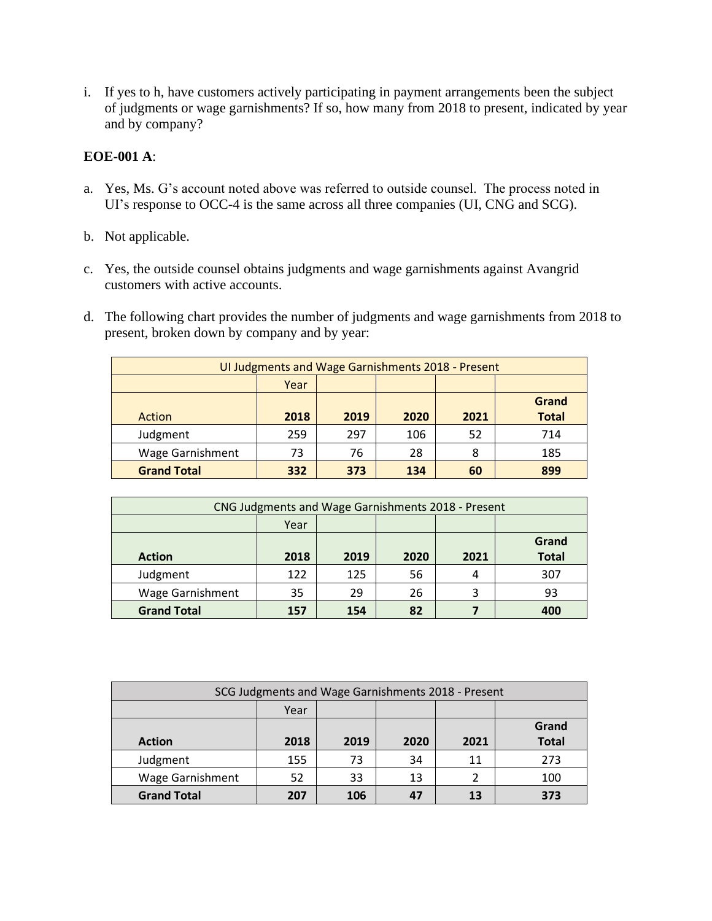i. If yes to h, have customers actively participating in payment arrangements been the subject of judgments or wage garnishments? If so, how many from 2018 to present, indicated by year and by company?

**EOE-001 A**:

a. Yes, Ms. G's account noted above was referred to outside counsel. The process noted in UI's response to OCC-4 is the same across all three companies (UI, CNG and SCG).

b. Not applicable.

c. Yes, the outside counsel obtains judgments and wage garnishments against Avangrid customers with active accounts.

d. The following chart provides the number of judgments and wage garnishments from 2018 to present, broken down by company and by year:

| UI Judgments and Wage Garnishments 2018 - Present | | | | | |
|---|---|---|---|---|---|
| | Year | | | | |
| Action | **2018** | **2019** | **2020** | **2021** | **Grand Total** |
| Judgment | 259 | 297 | 106 | 52 | 714 |
| Wage Garnishment | 73 | 76 | 28 | 8 | 185 |
| **Grand Total** | **332** | **373** | **134** | **60** | **899** |

| CNG Judgments and Wage Garnishments 2018 - Present | | | | | |
|---|---|---|---|---|---|
| | Year | | | | |
| **Action** | **2018** | **2019** | **2020** | **2021** | **Grand Total** |
| Judgment | 122 | 125 | 56 | 4 | 307 |
| Wage Garnishment | 35 | 29 | 26 | 3 | 93 |
| **Grand Total** | **157** | **154** | **82** | **7** | **400** |

| SCG Judgments and Wage Garnishments 2018 - Present | | | | | |
|---|---|---|---|---|---|
| | Year | | | | |
| **Action** | **2018** | **2019** | **2020** | **2021** | **Grand Total** |
| Judgment | 155 | 73 | 34 | 11 | 273 |
| Wage Garnishment | 52 | 33 | 13 | 2 | 100 |
| **Grand Total** | **207** | **106** | **47** | **13** | **373** |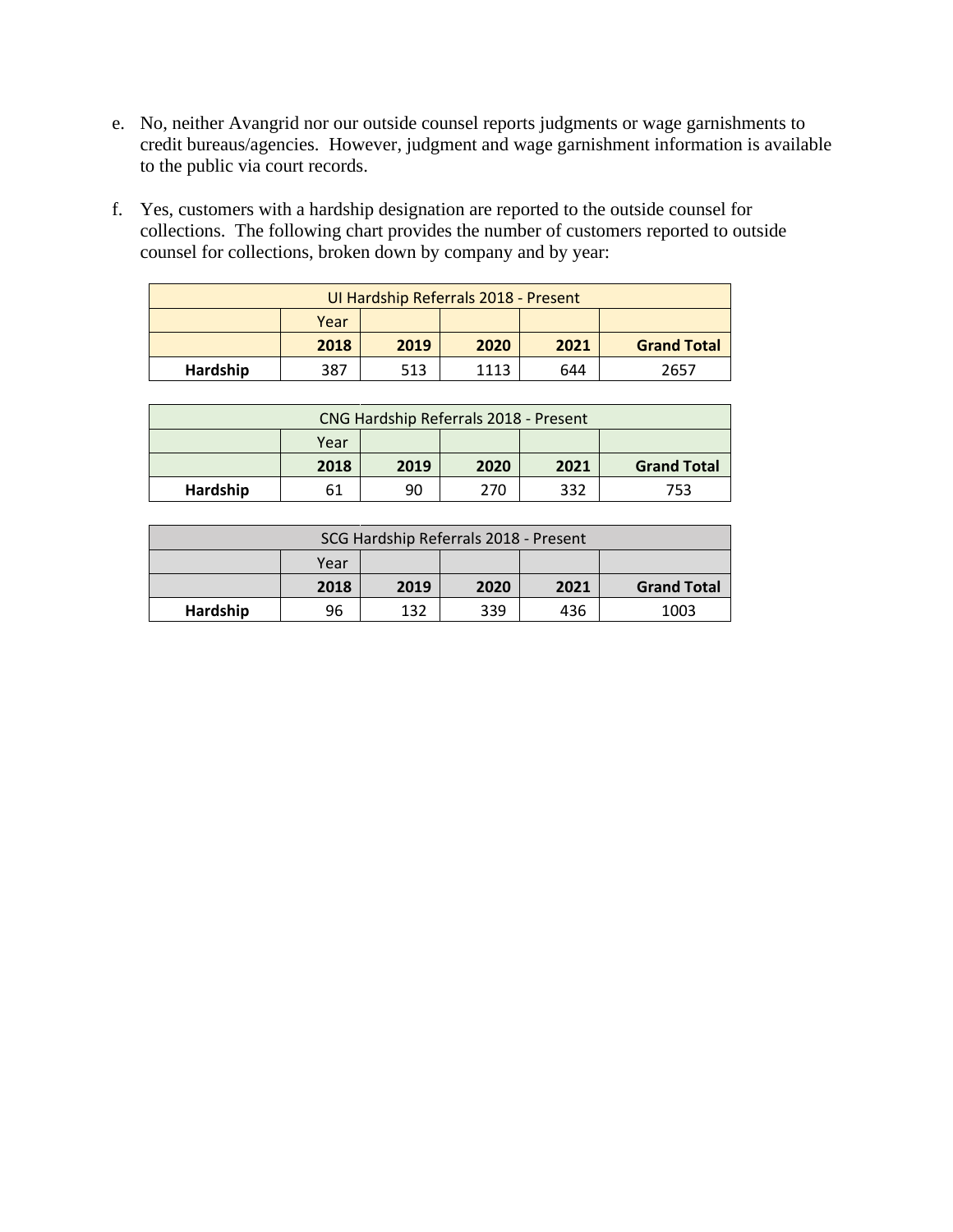e. No, neither Avangrid nor our outside counsel reports judgments or wage garnishments to credit bureaus/agencies. However, judgment and wage garnishment information is available to the public via court records.

f. Yes, customers with a hardship designation are reported to the outside counsel for collections. The following chart provides the number of customers reported to outside counsel for collections, broken down by company and by year:

| UI Hardship Referrals 2018 - Present | | | | | |
|---|---|---|---|---|---|
| | Year | | | | |
| | **2018** | **2019** | **2020** | **2021** | **Grand Total** |
| **Hardship** | 387 | 513 | 1113 | 644 | 2657 |

| CNG Hardship Referrals 2018 - Present | | | | | |
|---|---|---|---|---|---|
| | Year | | | | |
| | **2018** | **2019** | **2020** | **2021** | **Grand Total** |
| **Hardship** | 61 | 90 | 270 | 332 | 753 |

| SCG Hardship Referrals 2018 - Present | | | | | |
|---|---|---|---|---|---|
| | Year | | | | |
| | **2018** | **2019** | **2020** | **2021** | **Grand Total** |
| **Hardship** | 96 | 132 | 339 | 436 | 1003 |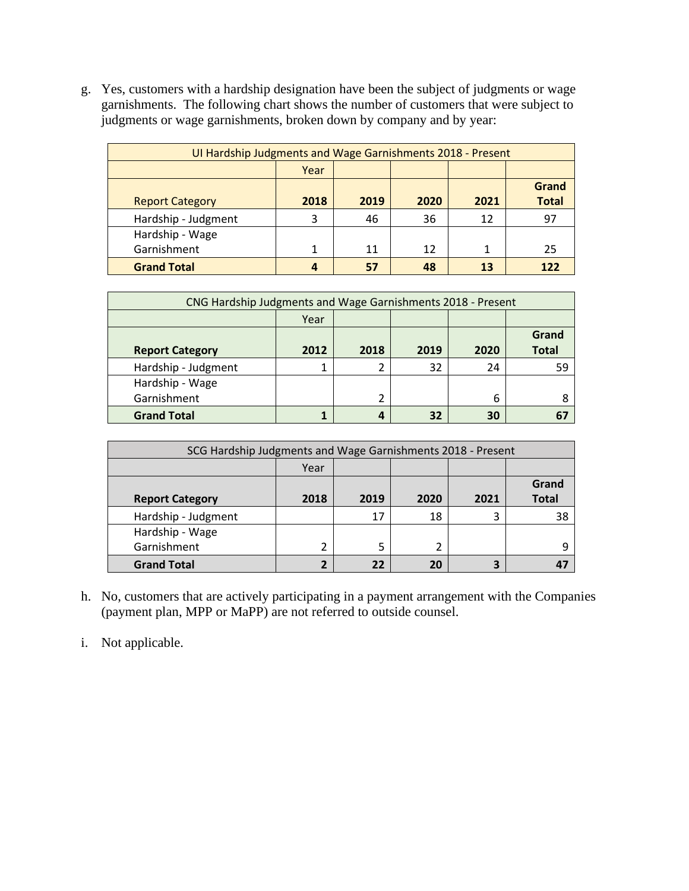g. Yes, customers with a hardship designation have been the subject of judgments or wage garnishments. The following chart shows the number of customers that were subject to judgments or wage garnishments, broken down by company and by year:

| UI Hardship Judgments and Wage Garnishments 2018 - Present | | | | | |
|---|---|---|---|---|---|
| | Year | | | | |
| Report Category | **2018** | **2019** | **2020** | **2021** | **Grand Total** |
| Hardship - Judgment | 3 | 46 | 36 | 12 | 97 |
| Hardship - Wage Garnishment | 1 | 11 | 12 | 1 | 25 |
| **Grand Total** | **4** | **57** | **48** | **13** | **122** |

| CNG Hardship Judgments and Wage Garnishments 2018 - Present | | | | | |
|---|---|---|---|---|---|
| | Year | | | | |
| **Report Category** | **2012** | **2018** | **2019** | **2020** | **Grand Total** |
| Hardship - Judgment | 1 | 2 | 32 | 24 | 59 |
| Hardship - Wage Garnishment | | 2 | | 6 | 8 |
| **Grand Total** | **1** | **4** | **32** | **30** | **67** |

| SCG Hardship Judgments and Wage Garnishments 2018 - Present | | | | | |
|---|---|---|---|---|---|
| | Year | | | | |
| **Report Category** | **2018** | **2019** | **2020** | **2021** | **Grand Total** |
| Hardship - Judgment | | 17 | 18 | 3 | 38 |
| Hardship - Wage Garnishment | 2 | 5 | 2 | | 9 |
| **Grand Total** | **2** | **22** | **20** | **3** | **47** |

h. No, customers that are actively participating in a payment arrangement with the Companies (payment plan, MPP or MaPP) are not referred to outside counsel.

i. Not applicable.